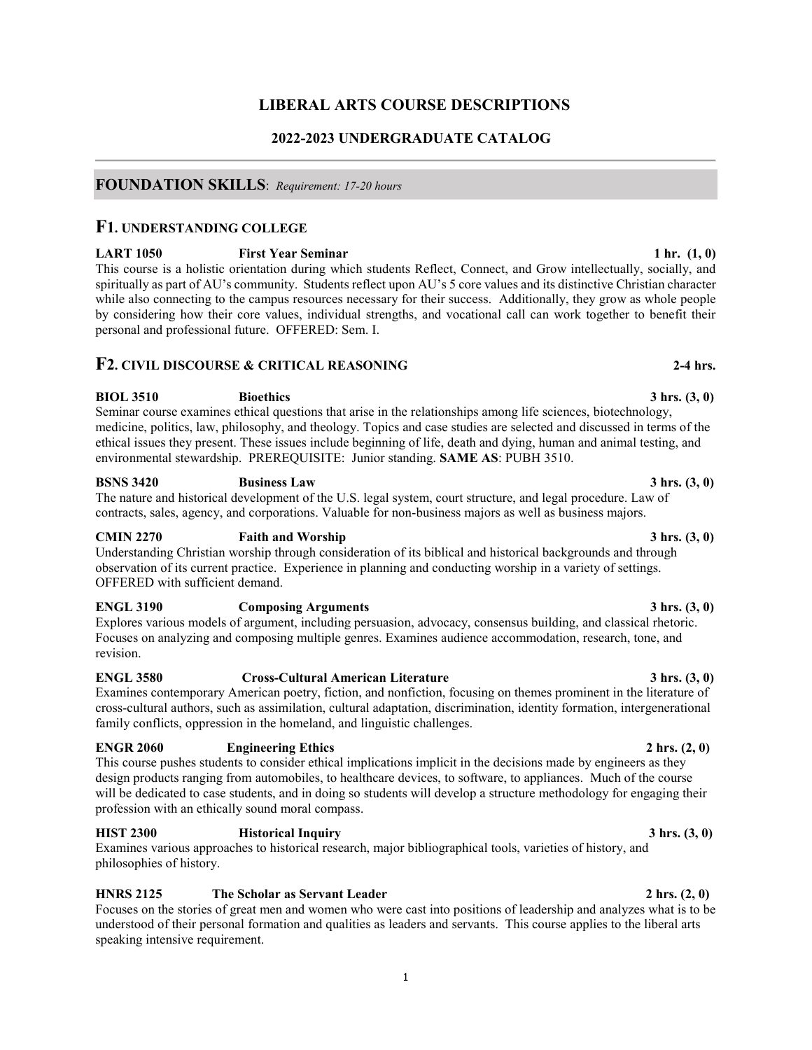# LIBERAL ARTS COURSE DESCRIPTIONS

## 2022-2023 UNDERGRADUATE CATALOG

---

## FOUNDATION SKILLS: *Requirement: 17-20 hours*

### F1. UNDERSTANDING COLLEGE

**LART 1050 First Year Seminar 1 hr. (1, 0)**
This course is a holistic orientation during which students Reflect, Connect, and Grow intellectually, socially, and spiritually as part of AU's community. Students reflect upon AU's 5 core values and its distinctive Christian character while also connecting to the campus resources necessary for their success. Additionally, they grow as whole people by considering how their core values, individual strengths, and vocational call can work together to benefit their personal and professional future. OFFERED: Sem. I.

### F2. CIVIL DISCOURSE & CRITICAL REASONING 2-4 hrs.

**BIOL 3510 Bioethics 3 hrs. (3, 0)**
Seminar course examines ethical questions that arise in the relationships among life sciences, biotechnology, medicine, politics, law, philosophy, and theology. Topics and case studies are selected and discussed in terms of the ethical issues they present. These issues include beginning of life, death and dying, human and animal testing, and environmental stewardship. PREREQUISITE: Junior standing. **SAME AS**: PUBH 3510.

**BSNS 3420 Business Law 3 hrs. (3, 0)**
The nature and historical development of the U.S. legal system, court structure, and legal procedure. Law of contracts, sales, agency, and corporations. Valuable for non-business majors as well as business majors.

**CMIN 2270 Faith and Worship 3 hrs. (3, 0)**
Understanding Christian worship through consideration of its biblical and historical backgrounds and through observation of its current practice. Experience in planning and conducting worship in a variety of settings. OFFERED with sufficient demand.

**ENGL 3190 Composing Arguments 3 hrs. (3, 0)**
Explores various models of argument, including persuasion, advocacy, consensus building, and classical rhetoric. Focuses on analyzing and composing multiple genres. Examines audience accommodation, research, tone, and revision.

**ENGL 3580 Cross-Cultural American Literature 3 hrs. (3, 0)**
Examines contemporary American poetry, fiction, and nonfiction, focusing on themes prominent in the literature of cross-cultural authors, such as assimilation, cultural adaptation, discrimination, identity formation, intergenerational family conflicts, oppression in the homeland, and linguistic challenges.

**ENGR 2060 Engineering Ethics 2 hrs. (2, 0)**
This course pushes students to consider ethical implications implicit in the decisions made by engineers as they design products ranging from automobiles, to healthcare devices, to software, to appliances. Much of the course will be dedicated to case students, and in doing so students will develop a structure methodology for engaging their profession with an ethically sound moral compass.

**HIST 2300 Historical Inquiry 3 hrs. (3, 0)**
Examines various approaches to historical research, major bibliographical tools, varieties of history, and philosophies of history.

**HNRS 2125 The Scholar as Servant Leader 2 hrs. (2, 0)**
Focuses on the stories of great men and women who were cast into positions of leadership and analyzes what is to be understood of their personal formation and qualities as leaders and servants. This course applies to the liberal arts speaking intensive requirement.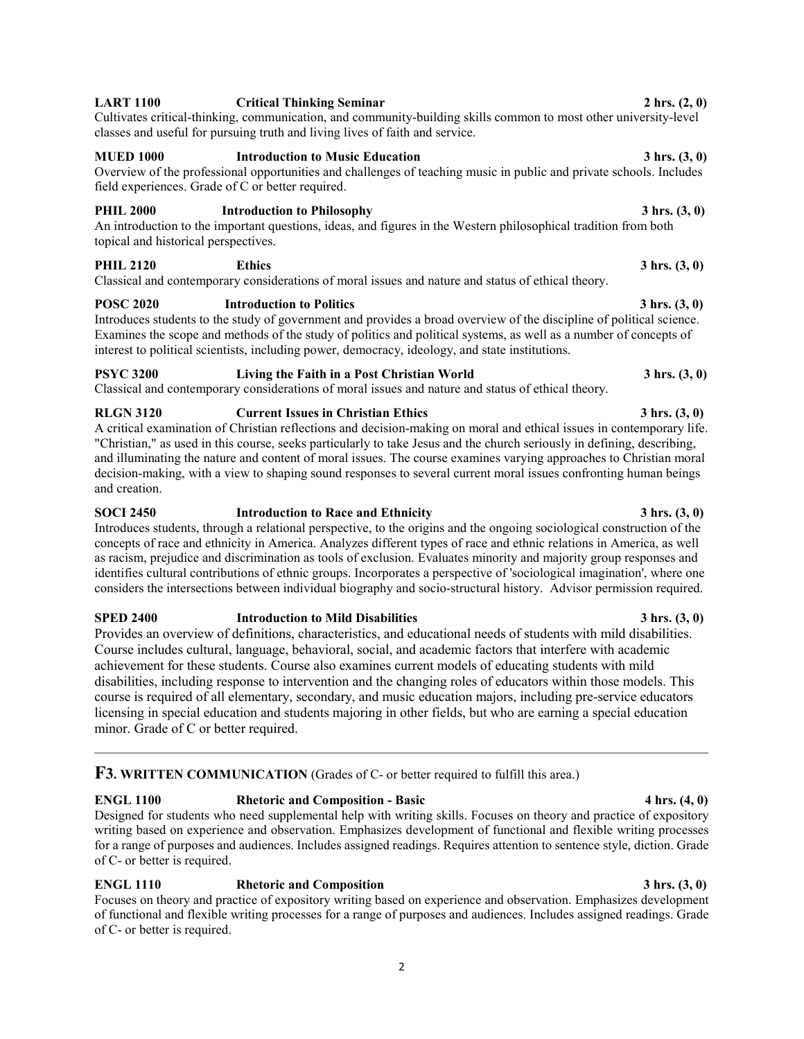**LART 1100 Critical Thinking Seminar 2 hrs. (2, 0)**
Cultivates critical-thinking, communication, and community-building skills common to most other university-level classes and useful for pursuing truth and living lives of faith and service.

**MUED 1000 Introduction to Music Education 3 hrs. (3, 0)**
Overview of the professional opportunities and challenges of teaching music in public and private schools. Includes field experiences. Grade of C or better required.

**PHIL 2000 Introduction to Philosophy 3 hrs. (3, 0)**
An introduction to the important questions, ideas, and figures in the Western philosophical tradition from both topical and historical perspectives.

**PHIL 2120 Ethics 3 hrs. (3, 0)**
Classical and contemporary considerations of moral issues and nature and status of ethical theory.

**POSC 2020 Introduction to Politics 3 hrs. (3, 0)**
Introduces students to the study of government and provides a broad overview of the discipline of political science. Examines the scope and methods of the study of politics and political systems, as well as a number of concepts of interest to political scientists, including power, democracy, ideology, and state institutions.

**PSYC 3200 Living the Faith in a Post Christian World 3 hrs. (3, 0)**
Classical and contemporary considerations of moral issues and nature and status of ethical theory.

**RLGN 3120 Current Issues in Christian Ethics 3 hrs. (3, 0)**
A critical examination of Christian reflections and decision-making on moral and ethical issues in contemporary life. "Christian," as used in this course, seeks particularly to take Jesus and the church seriously in defining, describing, and illuminating the nature and content of moral issues. The course examines varying approaches to Christian moral decision-making, with a view to shaping sound responses to several current moral issues confronting human beings and creation.

**SOCI 2450 Introduction to Race and Ethnicity 3 hrs. (3, 0)**
Introduces students, through a relational perspective, to the origins and the ongoing sociological construction of the concepts of race and ethnicity in America. Analyzes different types of race and ethnic relations in America, as well as racism, prejudice and discrimination as tools of exclusion. Evaluates minority and majority group responses and identifies cultural contributions of ethnic groups. Incorporates a perspective of 'sociological imagination', where one considers the intersections between individual biography and socio-structural history. Advisor permission required.

**SPED 2400 Introduction to Mild Disabilities 3 hrs. (3, 0)**
Provides an overview of definitions, characteristics, and educational needs of students with mild disabilities. Course includes cultural, language, behavioral, social, and academic factors that interfere with academic achievement for these students. Course also examines current models of educating students with mild disabilities, including response to intervention and the changing roles of educators within those models. This course is required of all elementary, secondary, and music education majors, including pre-service educators licensing in special education and students majoring in other fields, but who are earning a special education minor. Grade of C or better required.

---

## F3. WRITTEN COMMUNICATION (Grades of C- or better required to fulfill this area.)

**ENGL 1100 Rhetoric and Composition - Basic 4 hrs. (4, 0)**
Designed for students who need supplemental help with writing skills. Focuses on theory and practice of expository writing based on experience and observation. Emphasizes development of functional and flexible writing processes for a range of purposes and audiences. Includes assigned readings. Requires attention to sentence style, diction. Grade of C- or better is required.

**ENGL 1110 Rhetoric and Composition 3 hrs. (3, 0)**
Focuses on theory and practice of expository writing based on experience and observation. Emphasizes development of functional and flexible writing processes for a range of purposes and audiences. Includes assigned readings. Grade of C- or better is required.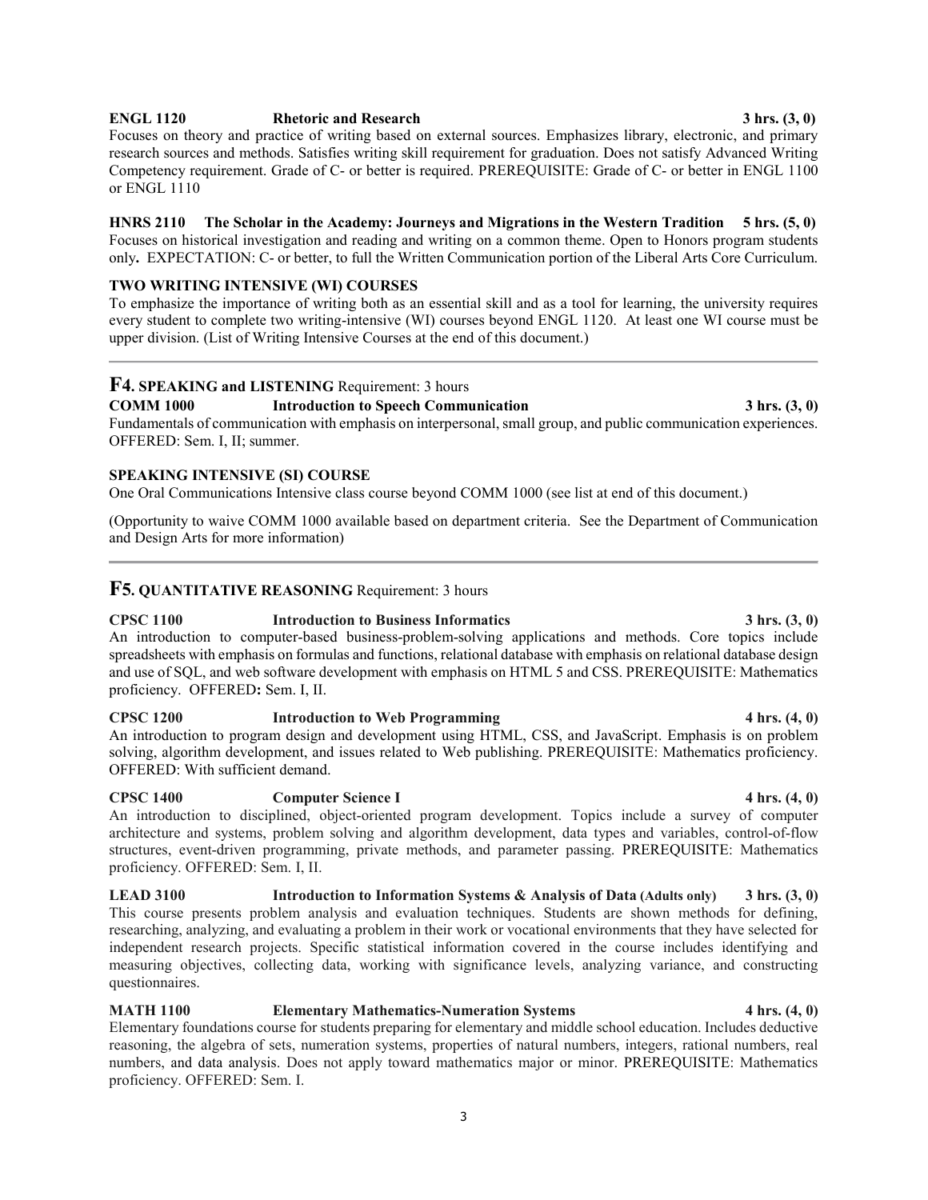**ENGL 1120 Rhetoric and Research 3 hrs. (3, 0)**
Focuses on theory and practice of writing based on external sources. Emphasizes library, electronic, and primary research sources and methods. Satisfies writing skill requirement for graduation. Does not satisfy Advanced Writing Competency requirement. Grade of C- or better is required. PREREQUISITE: Grade of C- or better in ENGL 1100 or ENGL 1110

**HNRS 2110 The Scholar in the Academy: Journeys and Migrations in the Western Tradition 5 hrs. (5, 0)**
Focuses on historical investigation and reading and writing on a common theme. Open to Honors program students only**.** EXPECTATION: C- or better, to full the Written Communication portion of the Liberal Arts Core Curriculum.

**TWO WRITING INTENSIVE (WI) COURSES**
To emphasize the importance of writing both as an essential skill and as a tool for learning, the university requires every student to complete two writing-intensive (WI) courses beyond ENGL 1120. At least one WI course must be upper division. (List of Writing Intensive Courses at the end of this document.)

---

## F4. SPEAKING and LISTENING Requirement: 3 hours

**COMM 1000 Introduction to Speech Communication 3 hrs. (3, 0)**
Fundamentals of communication with emphasis on interpersonal, small group, and public communication experiences. OFFERED: Sem. I, II; summer.

**SPEAKING INTENSIVE (SI) COURSE**
One Oral Communications Intensive class course beyond COMM 1000 (see list at end of this document.)

(Opportunity to waive COMM 1000 available based on department criteria. See the Department of Communication and Design Arts for more information)

---

## F5. QUANTITATIVE REASONING Requirement: 3 hours

**CPSC 1100 Introduction to Business Informatics 3 hrs. (3, 0)**
An introduction to computer-based business-problem-solving applications and methods. Core topics include spreadsheets with emphasis on formulas and functions, relational database with emphasis on relational database design and use of SQL, and web software development with emphasis on HTML 5 and CSS. PREREQUISITE: Mathematics proficiency. OFFERED**:** Sem. I, II.

**CPSC 1200 Introduction to Web Programming 4 hrs. (4, 0)**
An introduction to program design and development using HTML, CSS, and JavaScript. Emphasis is on problem solving, algorithm development, and issues related to Web publishing. PREREQUISITE: Mathematics proficiency. OFFERED: With sufficient demand.

**CPSC 1400 Computer Science I 4 hrs. (4, 0)**
An introduction to disciplined, object-oriented program development. Topics include a survey of computer architecture and systems, problem solving and algorithm development, data types and variables, control-of-flow structures, event-driven programming, private methods, and parameter passing. PREREQUISITE: Mathematics proficiency. OFFERED: Sem. I, II.

**LEAD 3100 Introduction to Information Systems & Analysis of Data (Adults only) 3 hrs. (3, 0)**
This course presents problem analysis and evaluation techniques. Students are shown methods for defining, researching, analyzing, and evaluating a problem in their work or vocational environments that they have selected for independent research projects. Specific statistical information covered in the course includes identifying and measuring objectives, collecting data, working with significance levels, analyzing variance, and constructing questionnaires.

**MATH 1100 Elementary Mathematics-Numeration Systems 4 hrs. (4, 0)**
Elementary foundations course for students preparing for elementary and middle school education. Includes deductive reasoning, the algebra of sets, numeration systems, properties of natural numbers, integers, rational numbers, real numbers, and data analysis. Does not apply toward mathematics major or minor. PREREQUISITE: Mathematics proficiency. OFFERED: Sem. I.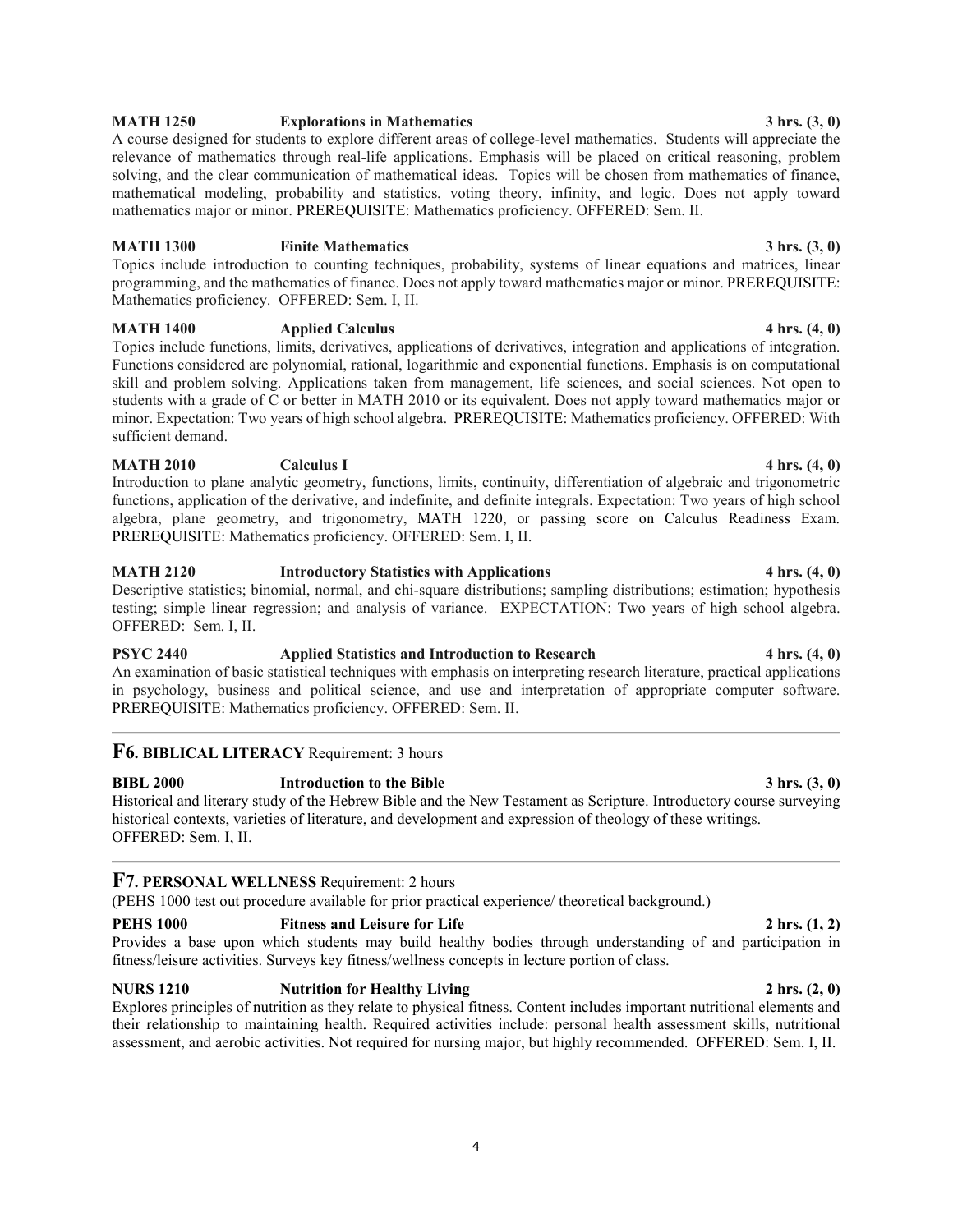**MATH 1250 Explorations in Mathematics 3 hrs. (3, 0)**

A course designed for students to explore different areas of college-level mathematics. Students will appreciate the relevance of mathematics through real-life applications. Emphasis will be placed on critical reasoning, problem solving, and the clear communication of mathematical ideas. Topics will be chosen from mathematics of finance, mathematical modeling, probability and statistics, voting theory, infinity, and logic. Does not apply toward mathematics major or minor. PREREQUISITE: Mathematics proficiency. OFFERED: Sem. II.

**MATH 1300 Finite Mathematics 3 hrs. (3, 0)**

Topics include introduction to counting techniques, probability, systems of linear equations and matrices, linear programming, and the mathematics of finance. Does not apply toward mathematics major or minor. PREREQUISITE: Mathematics proficiency. OFFERED: Sem. I, II.

**MATH 1400 Applied Calculus 4 hrs. (4, 0)**

Topics include functions, limits, derivatives, applications of derivatives, integration and applications of integration. Functions considered are polynomial, rational, logarithmic and exponential functions. Emphasis is on computational skill and problem solving. Applications taken from management, life sciences, and social sciences. Not open to students with a grade of C or better in MATH 2010 or its equivalent. Does not apply toward mathematics major or minor. Expectation: Two years of high school algebra. PREREQUISITE: Mathematics proficiency. OFFERED: With sufficient demand.

**MATH 2010 Calculus I 4 hrs. (4, 0)**

Introduction to plane analytic geometry, functions, limits, continuity, differentiation of algebraic and trigonometric functions, application of the derivative, and indefinite, and definite integrals. Expectation: Two years of high school algebra, plane geometry, and trigonometry, MATH 1220, or passing score on Calculus Readiness Exam. PREREQUISITE: Mathematics proficiency. OFFERED: Sem. I, II.

**MATH 2120 Introductory Statistics with Applications 4 hrs. (4, 0)**

Descriptive statistics; binomial, normal, and chi-square distributions; sampling distributions; estimation; hypothesis testing; simple linear regression; and analysis of variance. EXPECTATION: Two years of high school algebra. OFFERED: Sem. I, II.

**PSYC 2440 Applied Statistics and Introduction to Research 4 hrs. (4, 0)**

An examination of basic statistical techniques with emphasis on interpreting research literature, practical applications in psychology, business and political science, and use and interpretation of appropriate computer software. PREREQUISITE: Mathematics proficiency. OFFERED: Sem. II.

## F6. BIBLICAL LITERACY Requirement: 3 hours

**BIBL 2000 Introduction to the Bible 3 hrs. (3, 0)**

Historical and literary study of the Hebrew Bible and the New Testament as Scripture. Introductory course surveying historical contexts, varieties of literature, and development and expression of theology of these writings. OFFERED: Sem. I, II.

## F7. PERSONAL WELLNESS Requirement: 2 hours

(PEHS 1000 test out procedure available for prior practical experience/ theoretical background.)

**PEHS 1000 Fitness and Leisure for Life 2 hrs. (1, 2)**

Provides a base upon which students may build healthy bodies through understanding of and participation in fitness/leisure activities. Surveys key fitness/wellness concepts in lecture portion of class.

**NURS 1210 Nutrition for Healthy Living 2 hrs. (2, 0)**

Explores principles of nutrition as they relate to physical fitness. Content includes important nutritional elements and their relationship to maintaining health. Required activities include: personal health assessment skills, nutritional assessment, and aerobic activities. Not required for nursing major, but highly recommended. OFFERED: Sem. I, II.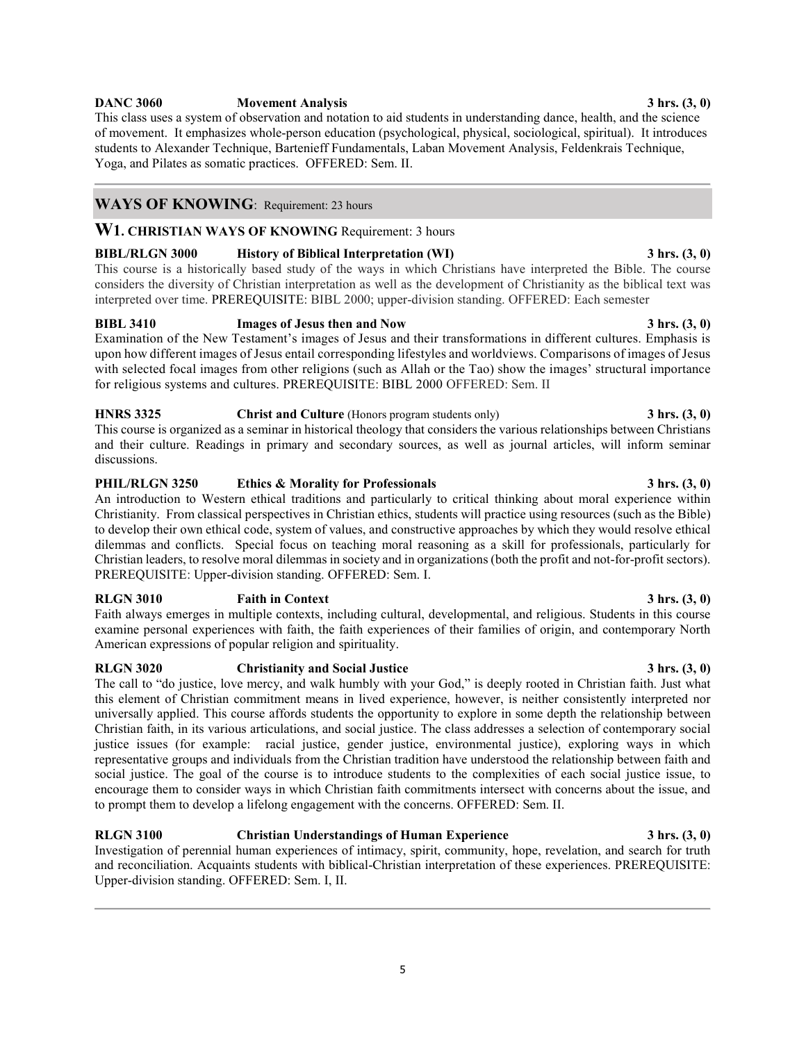**DANC 3060 Movement Analysis 3 hrs. (3, 0)**

This class uses a system of observation and notation to aid students in understanding dance, health, and the science of movement. It emphasizes whole-person education (psychological, physical, sociological, spiritual). It introduces students to Alexander Technique, Bartenieff Fundamentals, Laban Movement Analysis, Feldenkrais Technique, Yoga, and Pilates as somatic practices. OFFERED: Sem. II.

## WAYS OF KNOWING: Requirement: 23 hours

### W1. CHRISTIAN WAYS OF KNOWING Requirement: 3 hours

**BIBL/RLGN 3000 History of Biblical Interpretation (WI) 3 hrs. (3, 0)**

This course is a historically based study of the ways in which Christians have interpreted the Bible. The course considers the diversity of Christian interpretation as well as the development of Christianity as the biblical text was interpreted over time. PREREQUISITE: BIBL 2000; upper-division standing. OFFERED: Each semester

**BIBL 3410 Images of Jesus then and Now 3 hrs. (3, 0)**

Examination of the New Testament's images of Jesus and their transformations in different cultures. Emphasis is upon how different images of Jesus entail corresponding lifestyles and worldviews. Comparisons of images of Jesus with selected focal images from other religions (such as Allah or the Tao) show the images' structural importance for religious systems and cultures. PREREQUISITE: BIBL 2000 OFFERED: Sem. II

**HNRS 3325 Christ and Culture** (Honors program students only) **3 hrs. (3, 0)**

This course is organized as a seminar in historical theology that considers the various relationships between Christians and their culture. Readings in primary and secondary sources, as well as journal articles, will inform seminar discussions.

**PHIL/RLGN 3250 Ethics & Morality for Professionals 3 hrs. (3, 0)**

An introduction to Western ethical traditions and particularly to critical thinking about moral experience within Christianity. From classical perspectives in Christian ethics, students will practice using resources (such as the Bible) to develop their own ethical code, system of values, and constructive approaches by which they would resolve ethical dilemmas and conflicts. Special focus on teaching moral reasoning as a skill for professionals, particularly for Christian leaders, to resolve moral dilemmas in society and in organizations (both the profit and not-for-profit sectors). PREREQUISITE: Upper-division standing. OFFERED: Sem. I.

**RLGN 3010 Faith in Context 3 hrs. (3, 0)**

Faith always emerges in multiple contexts, including cultural, developmental, and religious. Students in this course examine personal experiences with faith, the faith experiences of their families of origin, and contemporary North American expressions of popular religion and spirituality.

**RLGN 3020 Christianity and Social Justice 3 hrs. (3, 0)**

The call to "do justice, love mercy, and walk humbly with your God," is deeply rooted in Christian faith. Just what this element of Christian commitment means in lived experience, however, is neither consistently interpreted nor universally applied. This course affords students the opportunity to explore in some depth the relationship between Christian faith, in its various articulations, and social justice. The class addresses a selection of contemporary social justice issues (for example: racial justice, gender justice, environmental justice), exploring ways in which representative groups and individuals from the Christian tradition have understood the relationship between faith and social justice. The goal of the course is to introduce students to the complexities of each social justice issue, to encourage them to consider ways in which Christian faith commitments intersect with concerns about the issue, and to prompt them to develop a lifelong engagement with the concerns. OFFERED: Sem. II.

**RLGN 3100 Christian Understandings of Human Experience 3 hrs. (3, 0)**

Investigation of perennial human experiences of intimacy, spirit, community, hope, revelation, and search for truth and reconciliation. Acquaints students with biblical-Christian interpretation of these experiences. PREREQUISITE: Upper-division standing. OFFERED: Sem. I, II.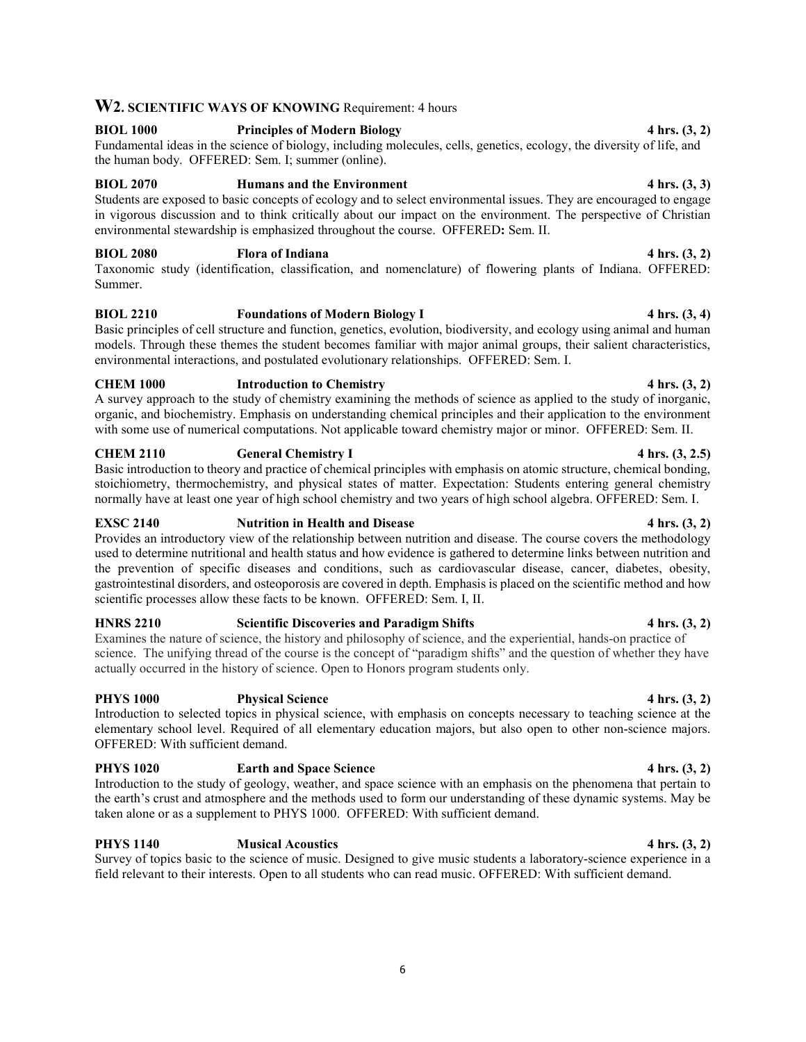## W2. SCIENTIFIC WAYS OF KNOWING Requirement: 4 hours

**BIOL 1000 Principles of Modern Biology 4 hrs. (3, 2)**
Fundamental ideas in the science of biology, including molecules, cells, genetics, ecology, the diversity of life, and the human body. OFFERED: Sem. I; summer (online).

**BIOL 2070 Humans and the Environment 4 hrs. (3, 3)**
Students are exposed to basic concepts of ecology and to select environmental issues. They are encouraged to engage in vigorous discussion and to think critically about our impact on the environment. The perspective of Christian environmental stewardship is emphasized throughout the course. OFFERED**:** Sem. II.

**BIOL 2080 Flora of Indiana 4 hrs. (3, 2)**
Taxonomic study (identification, classification, and nomenclature) of flowering plants of Indiana. OFFERED: Summer.

**BIOL 2210 Foundations of Modern Biology I 4 hrs. (3, 4)**
Basic principles of cell structure and function, genetics, evolution, biodiversity, and ecology using animal and human models. Through these themes the student becomes familiar with major animal groups, their salient characteristics, environmental interactions, and postulated evolutionary relationships. OFFERED: Sem. I.

**CHEM 1000 Introduction to Chemistry 4 hrs. (3, 2)**
A survey approach to the study of chemistry examining the methods of science as applied to the study of inorganic, organic, and biochemistry. Emphasis on understanding chemical principles and their application to the environment with some use of numerical computations. Not applicable toward chemistry major or minor. OFFERED: Sem. II.

**CHEM 2110 General Chemistry I 4 hrs. (3, 2.5)**
Basic introduction to theory and practice of chemical principles with emphasis on atomic structure, chemical bonding, stoichiometry, thermochemistry, and physical states of matter. Expectation: Students entering general chemistry normally have at least one year of high school chemistry and two years of high school algebra. OFFERED: Sem. I.

**EXSC 2140 Nutrition in Health and Disease 4 hrs. (3, 2)**
Provides an introductory view of the relationship between nutrition and disease. The course covers the methodology used to determine nutritional and health status and how evidence is gathered to determine links between nutrition and the prevention of specific diseases and conditions, such as cardiovascular disease, cancer, diabetes, obesity, gastrointestinal disorders, and osteoporosis are covered in depth. Emphasis is placed on the scientific method and how scientific processes allow these facts to be known. OFFERED: Sem. I, II.

**HNRS 2210 Scientific Discoveries and Paradigm Shifts 4 hrs. (3, 2)**
Examines the nature of science, the history and philosophy of science, and the experiential, hands-on practice of science. The unifying thread of the course is the concept of "paradigm shifts" and the question of whether they have actually occurred in the history of science. Open to Honors program students only.

**PHYS 1000 Physical Science 4 hrs. (3, 2)**
Introduction to selected topics in physical science, with emphasis on concepts necessary to teaching science at the elementary school level. Required of all elementary education majors, but also open to other non-science majors. OFFERED: With sufficient demand.

**PHYS 1020 Earth and Space Science 4 hrs. (3, 2)**
Introduction to the study of geology, weather, and space science with an emphasis on the phenomena that pertain to the earth's crust and atmosphere and the methods used to form our understanding of these dynamic systems. May be taken alone or as a supplement to PHYS 1000. OFFERED: With sufficient demand.

**PHYS 1140 Musical Acoustics 4 hrs. (3, 2)**
Survey of topics basic to the science of music. Designed to give music students a laboratory-science experience in a field relevant to their interests. Open to all students who can read music. OFFERED: With sufficient demand.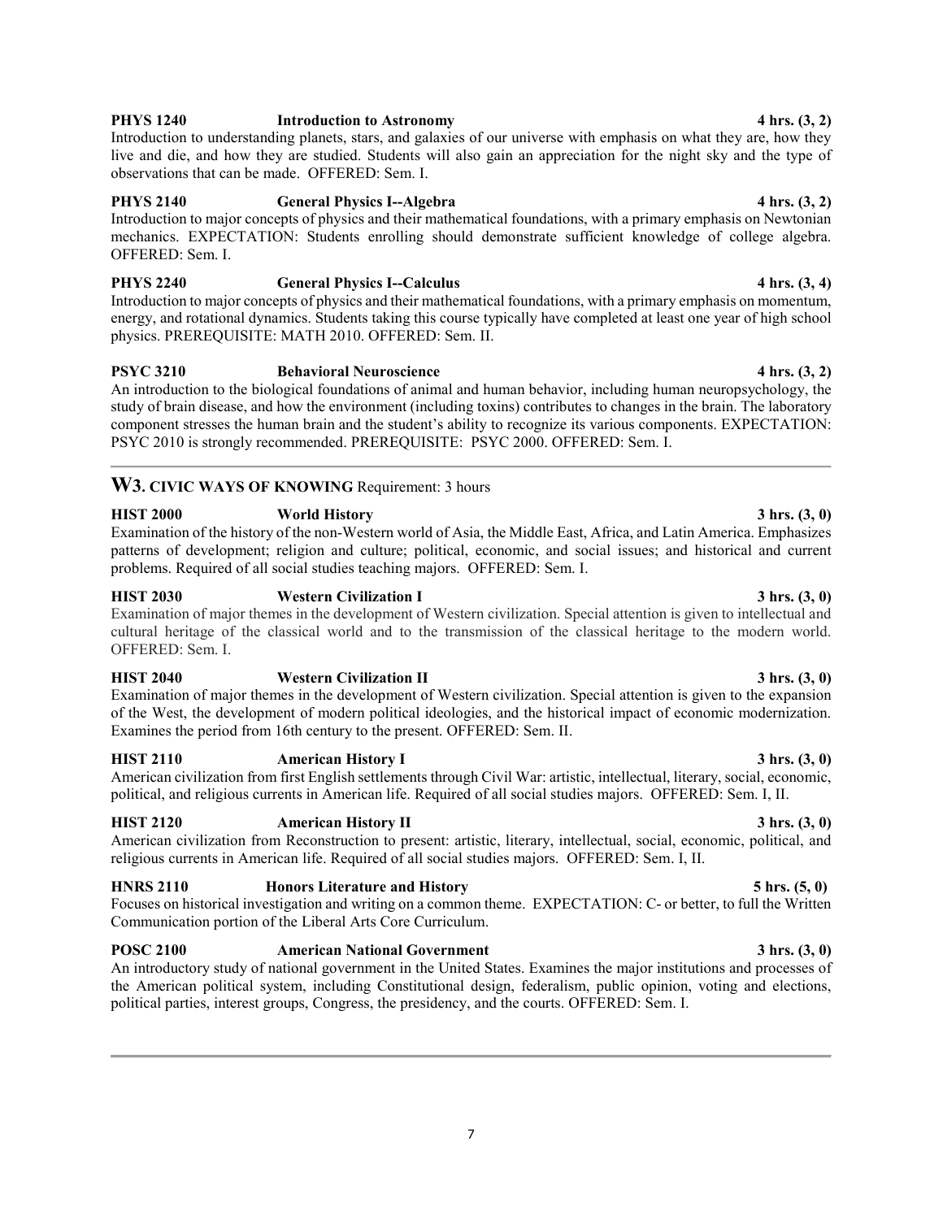**PHYS 1240 Introduction to Astronomy 4 hrs. (3, 2)**

Introduction to understanding planets, stars, and galaxies of our universe with emphasis on what they are, how they live and die, and how they are studied. Students will also gain an appreciation for the night sky and the type of observations that can be made. OFFERED: Sem. I.

**PHYS 2140 General Physics I--Algebra 4 hrs. (3, 2)**

Introduction to major concepts of physics and their mathematical foundations, with a primary emphasis on Newtonian mechanics. EXPECTATION: Students enrolling should demonstrate sufficient knowledge of college algebra. OFFERED: Sem. I.

**PHYS 2240 General Physics I--Calculus 4 hrs. (3, 4)**

Introduction to major concepts of physics and their mathematical foundations, with a primary emphasis on momentum, energy, and rotational dynamics. Students taking this course typically have completed at least one year of high school physics. PREREQUISITE: MATH 2010. OFFERED: Sem. II.

**PSYC 3210 Behavioral Neuroscience 4 hrs. (3, 2)**

An introduction to the biological foundations of animal and human behavior, including human neuropsychology, the study of brain disease, and how the environment (including toxins) contributes to changes in the brain. The laboratory component stresses the human brain and the student's ability to recognize its various components. EXPECTATION: PSYC 2010 is strongly recommended. PREREQUISITE: PSYC 2000. OFFERED: Sem. I.

---

## W3. CIVIC WAYS OF KNOWING Requirement: 3 hours

**HIST 2000 World History 3 hrs. (3, 0)**

Examination of the history of the non-Western world of Asia, the Middle East, Africa, and Latin America. Emphasizes patterns of development; religion and culture; political, economic, and social issues; and historical and current problems. Required of all social studies teaching majors. OFFERED: Sem. I.

**HIST 2030 Western Civilization I 3 hrs. (3, 0)**

Examination of major themes in the development of Western civilization. Special attention is given to intellectual and cultural heritage of the classical world and to the transmission of the classical heritage to the modern world. OFFERED: Sem. I.

**HIST 2040 Western Civilization II 3 hrs. (3, 0)**

Examination of major themes in the development of Western civilization. Special attention is given to the expansion of the West, the development of modern political ideologies, and the historical impact of economic modernization. Examines the period from 16th century to the present. OFFERED: Sem. II.

**HIST 2110 American History I 3 hrs. (3, 0)**

American civilization from first English settlements through Civil War: artistic, intellectual, literary, social, economic, political, and religious currents in American life. Required of all social studies majors. OFFERED: Sem. I, II.

**HIST 2120 American History II 3 hrs. (3, 0)**

American civilization from Reconstruction to present: artistic, literary, intellectual, social, economic, political, and religious currents in American life. Required of all social studies majors. OFFERED: Sem. I, II.

**HNRS 2110 Honors Literature and History 5 hrs. (5, 0)**

Focuses on historical investigation and writing on a common theme. EXPECTATION: C- or better, to full the Written Communication portion of the Liberal Arts Core Curriculum.

**POSC 2100 American National Government 3 hrs. (3, 0)**

An introductory study of national government in the United States. Examines the major institutions and processes of the American political system, including Constitutional design, federalism, public opinion, voting and elections, political parties, interest groups, Congress, the presidency, and the courts. OFFERED: Sem. I.

---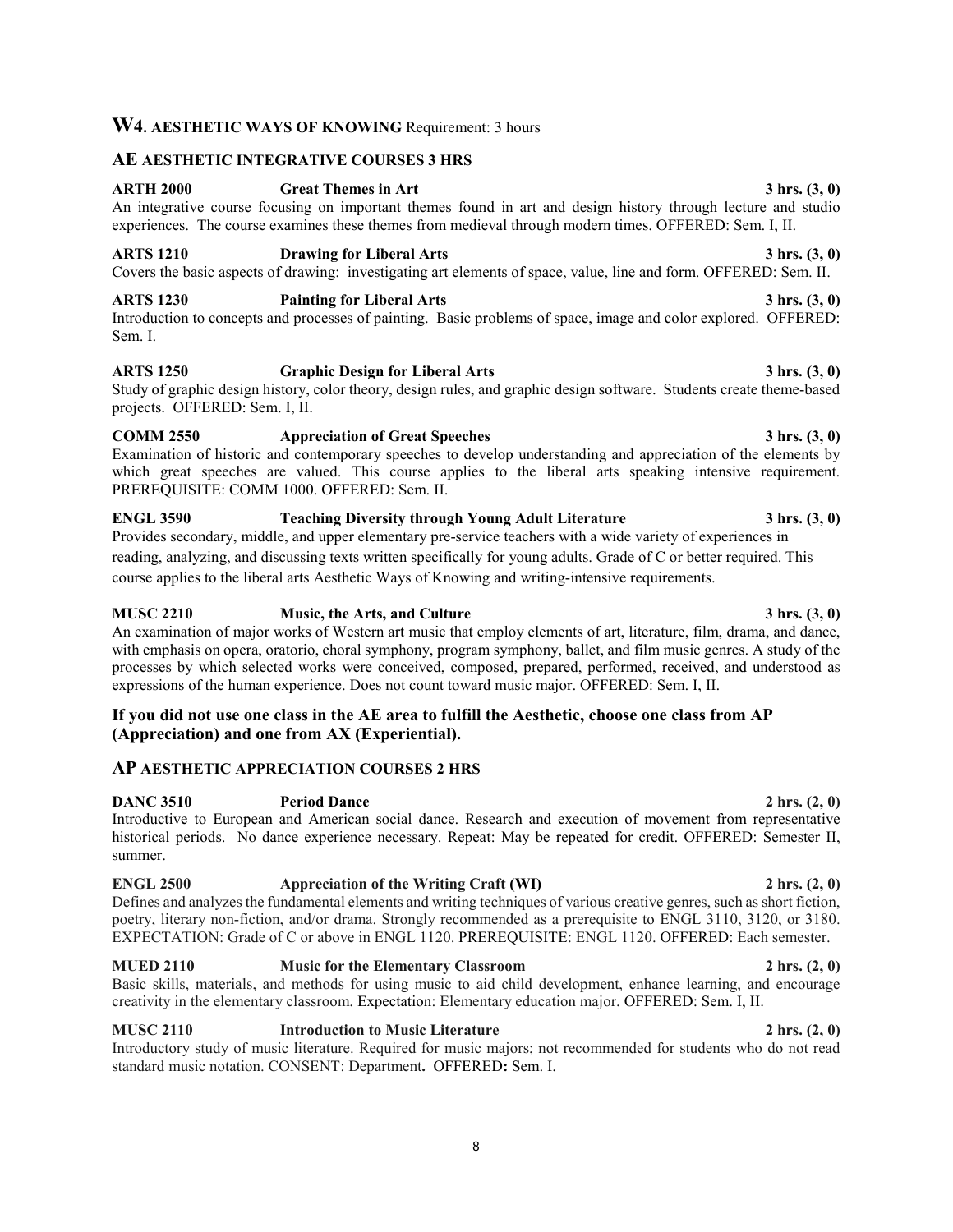## W4. AESTHETIC WAYS OF KNOWING Requirement: 3 hours

### AE AESTHETIC INTEGRATIVE COURSES 3 HRS

**ARTH 2000 Great Themes in Art 3 hrs. (3, 0)**
An integrative course focusing on important themes found in art and design history through lecture and studio experiences. The course examines these themes from medieval through modern times. OFFERED: Sem. I, II.

**ARTS 1210 Drawing for Liberal Arts 3 hrs. (3, 0)**
Covers the basic aspects of drawing: investigating art elements of space, value, line and form. OFFERED: Sem. II.

**ARTS 1230 Painting for Liberal Arts 3 hrs. (3, 0)**
Introduction to concepts and processes of painting. Basic problems of space, image and color explored. OFFERED: Sem. I.

**ARTS 1250 Graphic Design for Liberal Arts 3 hrs. (3, 0)**
Study of graphic design history, color theory, design rules, and graphic design software. Students create theme-based projects. OFFERED: Sem. I, II.

**COMM 2550 Appreciation of Great Speeches 3 hrs. (3, 0)**
Examination of historic and contemporary speeches to develop understanding and appreciation of the elements by which great speeches are valued. This course applies to the liberal arts speaking intensive requirement. PREREQUISITE: COMM 1000. OFFERED: Sem. II.

**ENGL 3590 Teaching Diversity through Young Adult Literature 3 hrs. (3, 0)**
Provides secondary, middle, and upper elementary pre-service teachers with a wide variety of experiences in reading, analyzing, and discussing texts written specifically for young adults. Grade of C or better required. This course applies to the liberal arts Aesthetic Ways of Knowing and writing-intensive requirements.

**MUSC 2210 Music, the Arts, and Culture 3 hrs. (3, 0)**
An examination of major works of Western art music that employ elements of art, literature, film, drama, and dance, with emphasis on opera, oratorio, choral symphony, program symphony, ballet, and film music genres. A study of the processes by which selected works were conceived, composed, prepared, performed, received, and understood as expressions of the human experience. Does not count toward music major. OFFERED: Sem. I, II.

**If you did not use one class in the AE area to fulfill the Aesthetic, choose one class from AP (Appreciation) and one from AX (Experiential).**

### AP AESTHETIC APPRECIATION COURSES 2 HRS

**DANC 3510 Period Dance 2 hrs. (2, 0)**
Introductive to European and American social dance. Research and execution of movement from representative historical periods. No dance experience necessary. Repeat: May be repeated for credit. OFFERED: Semester II, summer.

**ENGL 2500 Appreciation of the Writing Craft (WI) 2 hrs. (2, 0)**
Defines and analyzes the fundamental elements and writing techniques of various creative genres, such as short fiction, poetry, literary non-fiction, and/or drama. Strongly recommended as a prerequisite to ENGL 3110, 3120, or 3180. EXPECTATION: Grade of C or above in ENGL 1120. PREREQUISITE: ENGL 1120. OFFERED: Each semester.

**MUED 2110 Music for the Elementary Classroom 2 hrs. (2, 0)**
Basic skills, materials, and methods for using music to aid child development, enhance learning, and encourage creativity in the elementary classroom. Expectation: Elementary education major. OFFERED: Sem. I, II.

**MUSC 2110 Introduction to Music Literature 2 hrs. (2, 0)**
Introductory study of music literature. Required for music majors; not recommended for students who do not read standard music notation. CONSENT: Department. **OFFERED:** Sem. I.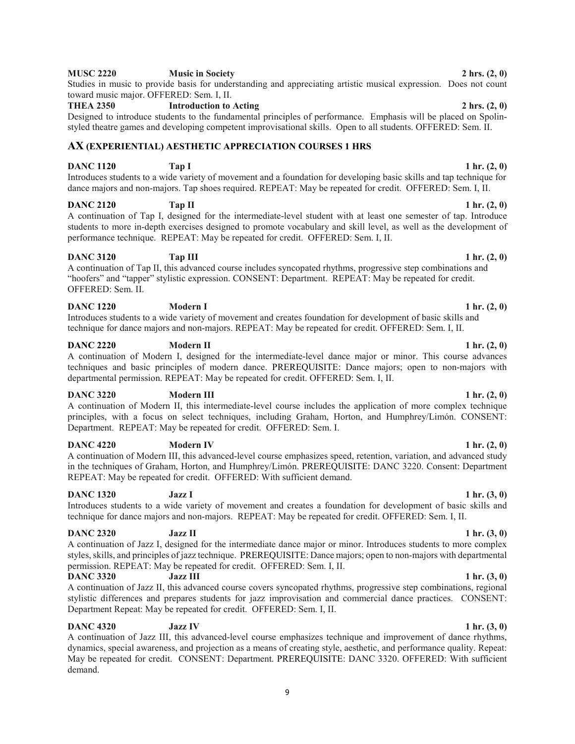**MUSC 2220 Music in Society 2 hrs. (2, 0)**
Studies in music to provide basis for understanding and appreciating artistic musical expression. Does not count toward music major. OFFERED: Sem. I, II.

**THEA 2350 Introduction to Acting 2 hrs. (2, 0)**
Designed to introduce students to the fundamental principles of performance. Emphasis will be placed on Spolin-styled theatre games and developing competent improvisational skills. Open to all students. OFFERED: Sem. II.

## AX (EXPERIENTIAL) AESTHETIC APPRECIATION COURSES 1 HRS

**DANC 1120 Tap I 1 hr. (2, 0)**
Introduces students to a wide variety of movement and a foundation for developing basic skills and tap technique for dance majors and non-majors. Tap shoes required. REPEAT: May be repeated for credit. OFFERED: Sem. I, II.

**DANC 2120 Tap II 1 hr. (2, 0)**
A continuation of Tap I, designed for the intermediate-level student with at least one semester of tap. Introduce students to more in-depth exercises designed to promote vocabulary and skill level, as well as the development of performance technique. REPEAT: May be repeated for credit. OFFERED: Sem. I, II.

**DANC 3120 Tap III 1 hr. (2, 0)**
A continuation of Tap II, this advanced course includes syncopated rhythms, progressive step combinations and "hoofers" and "tapper" stylistic expression. CONSENT: Department. REPEAT: May be repeated for credit. OFFERED: Sem. II.

**DANC 1220 Modern I 1 hr. (2, 0)**
Introduces students to a wide variety of movement and creates foundation for development of basic skills and technique for dance majors and non-majors. REPEAT: May be repeated for credit. OFFERED: Sem. I, II.

**DANC 2220 Modern II 1 hr. (2, 0)**
A continuation of Modern I, designed for the intermediate-level dance major or minor. This course advances techniques and basic principles of modern dance. PREREQUISITE: Dance majors; open to non-majors with departmental permission. REPEAT: May be repeated for credit. OFFERED: Sem. I, II.

**DANC 3220 Modern III 1 hr. (2, 0)**
A continuation of Modern II, this intermediate-level course includes the application of more complex technique principles, with a focus on select techniques, including Graham, Horton, and Humphrey/Limón. CONSENT: Department. REPEAT: May be repeated for credit. OFFERED: Sem. I.

**DANC 4220 Modern IV 1 hr. (2, 0)**
A continuation of Modern III, this advanced-level course emphasizes speed, retention, variation, and advanced study in the techniques of Graham, Horton, and Humphrey/Limón. PREREQUISITE: DANC 3220. Consent: Department REPEAT: May be repeated for credit. OFFERED: With sufficient demand.

**DANC 1320 Jazz I 1 hr. (3, 0)**
Introduces students to a wide variety of movement and creates a foundation for development of basic skills and technique for dance majors and non-majors. REPEAT: May be repeated for credit. OFFERED: Sem. I, II.

**DANC 2320 Jazz II 1 hr. (3, 0)**
A continuation of Jazz I, designed for the intermediate dance major or minor. Introduces students to more complex styles, skills, and principles of jazz technique. PREREQUISITE: Dance majors; open to non-majors with departmental permission. REPEAT: May be repeated for credit. OFFERED: Sem. I, II.

**DANC 3320 Jazz III 1 hr. (3, 0)**
A continuation of Jazz II, this advanced course covers syncopated rhythms, progressive step combinations, regional stylistic differences and prepares students for jazz improvisation and commercial dance practices. CONSENT: Department Repeat: May be repeated for credit. OFFERED: Sem. I, II.

**DANC 4320 Jazz IV 1 hr. (3, 0)**
A continuation of Jazz III, this advanced-level course emphasizes technique and improvement of dance rhythms, dynamics, special awareness, and projection as a means of creating style, aesthetic, and performance quality. Repeat: May be repeated for credit. CONSENT: Department. PREREQUISITE: DANC 3320. OFFERED: With sufficient demand.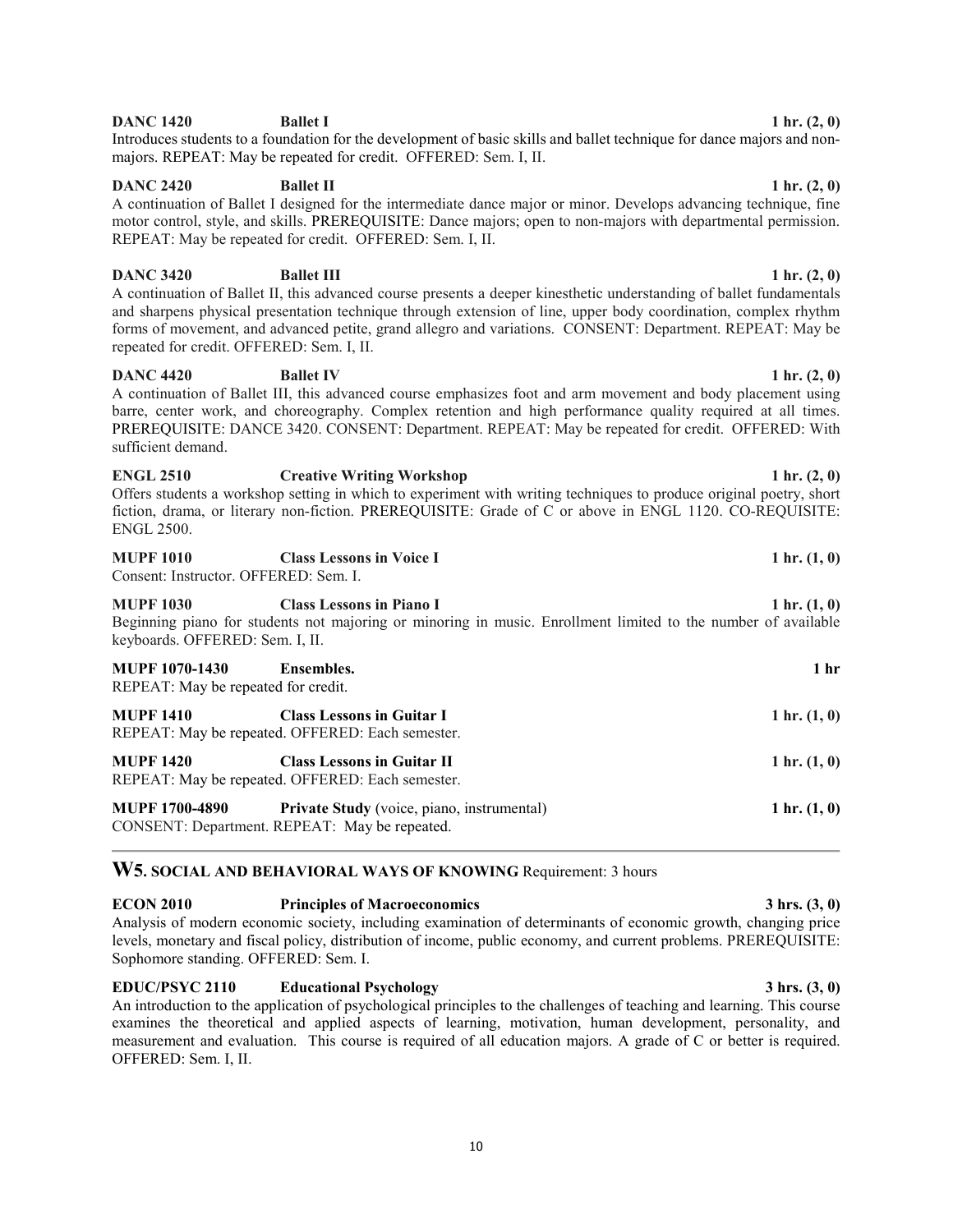**DANC 1420 Ballet I 1 hr. (2, 0)**
Introduces students to a foundation for the development of basic skills and ballet technique for dance majors and non-majors. REPEAT: May be repeated for credit. OFFERED: Sem. I, II.

**DANC 2420 Ballet II 1 hr. (2, 0)**
A continuation of Ballet I designed for the intermediate dance major or minor. Develops advancing technique, fine motor control, style, and skills. PREREQUISITE: Dance majors; open to non-majors with departmental permission. REPEAT: May be repeated for credit. OFFERED: Sem. I, II.

**DANC 3420 Ballet III 1 hr. (2, 0)**
A continuation of Ballet II, this advanced course presents a deeper kinesthetic understanding of ballet fundamentals and sharpens physical presentation technique through extension of line, upper body coordination, complex rhythm forms of movement, and advanced petite, grand allegro and variations. CONSENT: Department. REPEAT: May be repeated for credit. OFFERED: Sem. I, II.

**DANC 4420 Ballet IV 1 hr. (2, 0)**
A continuation of Ballet III, this advanced course emphasizes foot and arm movement and body placement using barre, center work, and choreography. Complex retention and high performance quality required at all times. PREREQUISITE: DANCE 3420. CONSENT: Department. REPEAT: May be repeated for credit. OFFERED: With sufficient demand.

**ENGL 2510 Creative Writing Workshop 1 hr. (2, 0)**
Offers students a workshop setting in which to experiment with writing techniques to produce original poetry, short fiction, drama, or literary non-fiction. PREREQUISITE: Grade of C or above in ENGL 1120. CO-REQUISITE: ENGL 2500.

**MUPF 1010 Class Lessons in Voice I 1 hr. (1, 0)**
Consent: Instructor. OFFERED: Sem. I.

**MUPF 1030 Class Lessons in Piano I 1 hr. (1, 0)**
Beginning piano for students not majoring or minoring in music. Enrollment limited to the number of available keyboards. OFFERED: Sem. I, II.

**MUPF 1070-1430 Ensembles. 1 hr**
REPEAT: May be repeated for credit.

**MUPF 1410 Class Lessons in Guitar I 1 hr. (1, 0)**
REPEAT: May be repeated. OFFERED: Each semester.

**MUPF 1420 Class Lessons in Guitar II 1 hr. (1, 0)**
REPEAT: May be repeated. OFFERED: Each semester.

**MUPF 1700-4890 Private Study** (voice, piano, instrumental) **1 hr. (1, 0)**
CONSENT: Department. REPEAT: May be repeated.

## W5. SOCIAL AND BEHAVIORAL WAYS OF KNOWING Requirement: 3 hours

**ECON 2010 Principles of Macroeconomics 3 hrs. (3, 0)**
Analysis of modern economic society, including examination of determinants of economic growth, changing price levels, monetary and fiscal policy, distribution of income, public economy, and current problems. PREREQUISITE: Sophomore standing. OFFERED: Sem. I.

**EDUC/PSYC 2110 Educational Psychology 3 hrs. (3, 0)**
An introduction to the application of psychological principles to the challenges of teaching and learning. This course examines the theoretical and applied aspects of learning, motivation, human development, personality, and measurement and evaluation. This course is required of all education majors. A grade of C or better is required. OFFERED: Sem. I, II.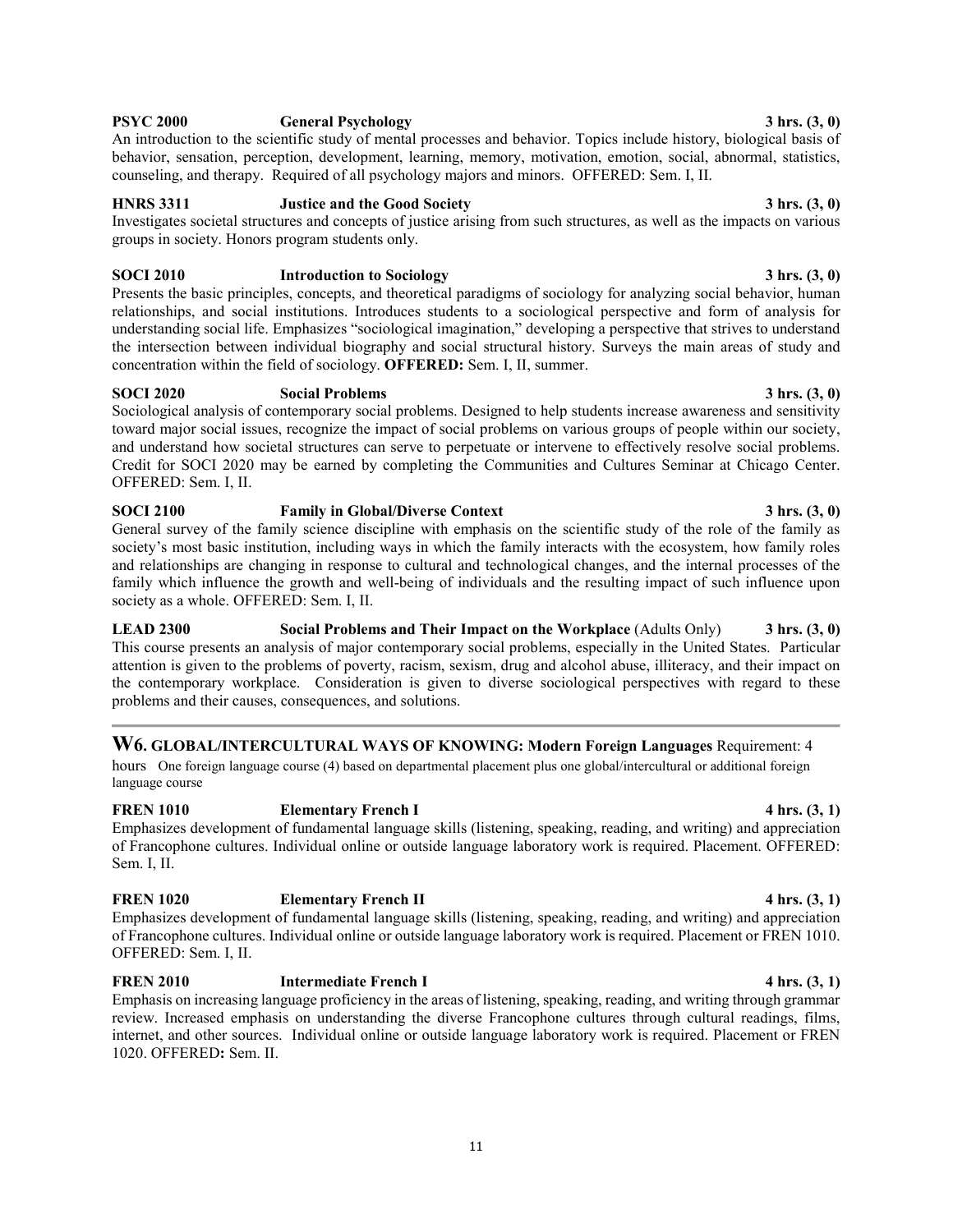**PSYC 2000 General Psychology 3 hrs. (3, 0)**
An introduction to the scientific study of mental processes and behavior. Topics include history, biological basis of behavior, sensation, perception, development, learning, memory, motivation, emotion, social, abnormal, statistics, counseling, and therapy. Required of all psychology majors and minors. OFFERED: Sem. I, II.

**HNRS 3311 Justice and the Good Society 3 hrs. (3, 0)**
Investigates societal structures and concepts of justice arising from such structures, as well as the impacts on various groups in society. Honors program students only.

**SOCI 2010 Introduction to Sociology 3 hrs. (3, 0)**
Presents the basic principles, concepts, and theoretical paradigms of sociology for analyzing social behavior, human relationships, and social institutions. Introduces students to a sociological perspective and form of analysis for understanding social life. Emphasizes "sociological imagination," developing a perspective that strives to understand the intersection between individual biography and social structural history. Surveys the main areas of study and concentration within the field of sociology. **OFFERED:** Sem. I, II, summer.

**SOCI 2020 Social Problems 3 hrs. (3, 0)**
Sociological analysis of contemporary social problems. Designed to help students increase awareness and sensitivity toward major social issues, recognize the impact of social problems on various groups of people within our society, and understand how societal structures can serve to perpetuate or intervene to effectively resolve social problems. Credit for SOCI 2020 may be earned by completing the Communities and Cultures Seminar at Chicago Center. OFFERED: Sem. I, II.

**SOCI 2100 Family in Global/Diverse Context 3 hrs. (3, 0)**
General survey of the family science discipline with emphasis on the scientific study of the role of the family as society's most basic institution, including ways in which the family interacts with the ecosystem, how family roles and relationships are changing in response to cultural and technological changes, and the internal processes of the family which influence the growth and well-being of individuals and the resulting impact of such influence upon society as a whole. OFFERED: Sem. I, II.

**LEAD 2300 Social Problems and Their Impact on the Workplace** (Adults Only) **3 hrs. (3, 0)**
This course presents an analysis of major contemporary social problems, especially in the United States. Particular attention is given to the problems of poverty, racism, sexism, drug and alcohol abuse, illiteracy, and their impact on the contemporary workplace. Consideration is given to diverse sociological perspectives with regard to these problems and their causes, consequences, and solutions.

---

## W6. GLOBAL/INTERCULTURAL WAYS OF KNOWING: Modern Foreign Languages Requirement: 4 hours

One foreign language course (4) based on departmental placement plus one global/intercultural or additional foreign language course

**FREN 1010 Elementary French I 4 hrs. (3, 1)**
Emphasizes development of fundamental language skills (listening, speaking, reading, and writing) and appreciation of Francophone cultures. Individual online or outside language laboratory work is required. Placement. OFFERED: Sem. I, II.

**FREN 1020 Elementary French II 4 hrs. (3, 1)**
Emphasizes development of fundamental language skills (listening, speaking, reading, and writing) and appreciation of Francophone cultures. Individual online or outside language laboratory work is required. Placement or FREN 1010. OFFERED: Sem. I, II.

**FREN 2010 Intermediate French I 4 hrs. (3, 1)**
Emphasis on increasing language proficiency in the areas of listening, speaking, reading, and writing through grammar review. Increased emphasis on understanding the diverse Francophone cultures through cultural readings, films, internet, and other sources. Individual online or outside language laboratory work is required. Placement or FREN 1020. OFFERED**:** Sem. II.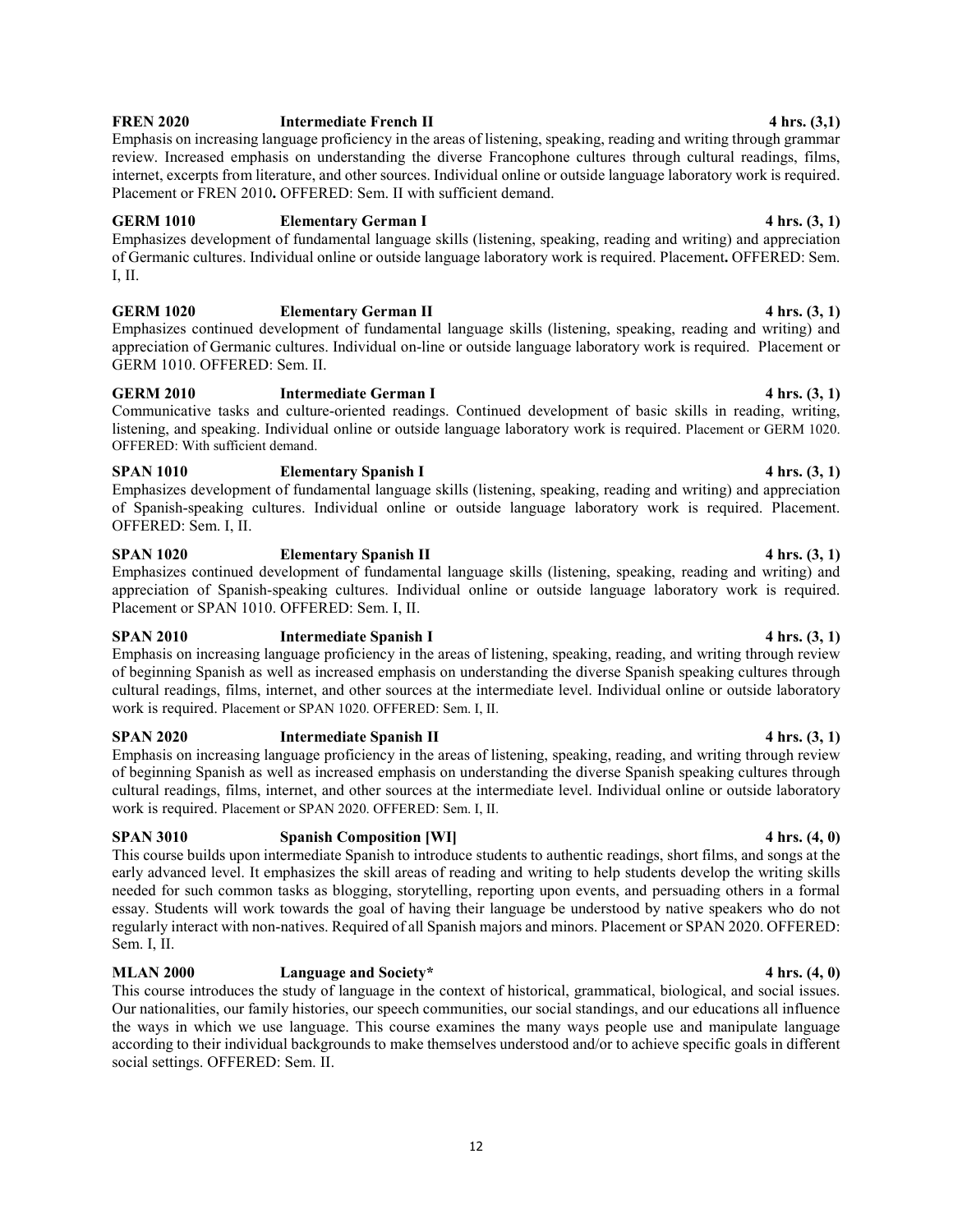**FREN 2020 Intermediate French II 4 hrs. (3,1)**

Emphasis on increasing language proficiency in the areas of listening, speaking, reading and writing through grammar review. Increased emphasis on understanding the diverse Francophone cultures through cultural readings, films, internet, excerpts from literature, and other sources. Individual online or outside language laboratory work is required. Placement or FREN 2010**.** OFFERED: Sem. II with sufficient demand.

**GERM 1010 Elementary German I 4 hrs. (3, 1)**

Emphasizes development of fundamental language skills (listening, speaking, reading and writing) and appreciation of Germanic cultures. Individual online or outside language laboratory work is required. Placement**.** OFFERED: Sem. I, II.

**GERM 1020 Elementary German II 4 hrs. (3, 1)**

Emphasizes continued development of fundamental language skills (listening, speaking, reading and writing) and appreciation of Germanic cultures. Individual on-line or outside language laboratory work is required. Placement or GERM 1010. OFFERED: Sem. II.

**GERM 2010 Intermediate German I 4 hrs. (3, 1)**

Communicative tasks and culture-oriented readings. Continued development of basic skills in reading, writing, listening, and speaking. Individual online or outside language laboratory work is required. Placement or GERM 1020. OFFERED: With sufficient demand.

**SPAN 1010 Elementary Spanish I 4 hrs. (3, 1)**

Emphasizes development of fundamental language skills (listening, speaking, reading and writing) and appreciation of Spanish-speaking cultures. Individual online or outside language laboratory work is required. Placement. OFFERED: Sem. I, II.

**SPAN 1020 Elementary Spanish II 4 hrs. (3, 1)**

Emphasizes continued development of fundamental language skills (listening, speaking, reading and writing) and appreciation of Spanish-speaking cultures. Individual online or outside language laboratory work is required. Placement or SPAN 1010. OFFERED: Sem. I, II.

**SPAN 2010 Intermediate Spanish I 4 hrs. (3, 1)**

Emphasis on increasing language proficiency in the areas of listening, speaking, reading, and writing through review of beginning Spanish as well as increased emphasis on understanding the diverse Spanish speaking cultures through cultural readings, films, internet, and other sources at the intermediate level. Individual online or outside laboratory work is required. Placement or SPAN 1020. OFFERED: Sem. I, II.

**SPAN 2020 Intermediate Spanish II 4 hrs. (3, 1)**

Emphasis on increasing language proficiency in the areas of listening, speaking, reading, and writing through review of beginning Spanish as well as increased emphasis on understanding the diverse Spanish speaking cultures through cultural readings, films, internet, and other sources at the intermediate level. Individual online or outside laboratory work is required. Placement or SPAN 2020. OFFERED: Sem. I, II.

**SPAN 3010 Spanish Composition [WI] 4 hrs. (4, 0)**

This course builds upon intermediate Spanish to introduce students to authentic readings, short films, and songs at the early advanced level. It emphasizes the skill areas of reading and writing to help students develop the writing skills needed for such common tasks as blogging, storytelling, reporting upon events, and persuading others in a formal essay. Students will work towards the goal of having their language be understood by native speakers who do not regularly interact with non-natives. Required of all Spanish majors and minors. Placement or SPAN 2020. OFFERED: Sem. I, II.

**MLAN 2000 Language and Society* 4 hrs. (4, 0)**

This course introduces the study of language in the context of historical, grammatical, biological, and social issues. Our nationalities, our family histories, our speech communities, our social standings, and our educations all influence the ways in which we use language. This course examines the many ways people use and manipulate language according to their individual backgrounds to make themselves understood and/or to achieve specific goals in different social settings. OFFERED: Sem. II.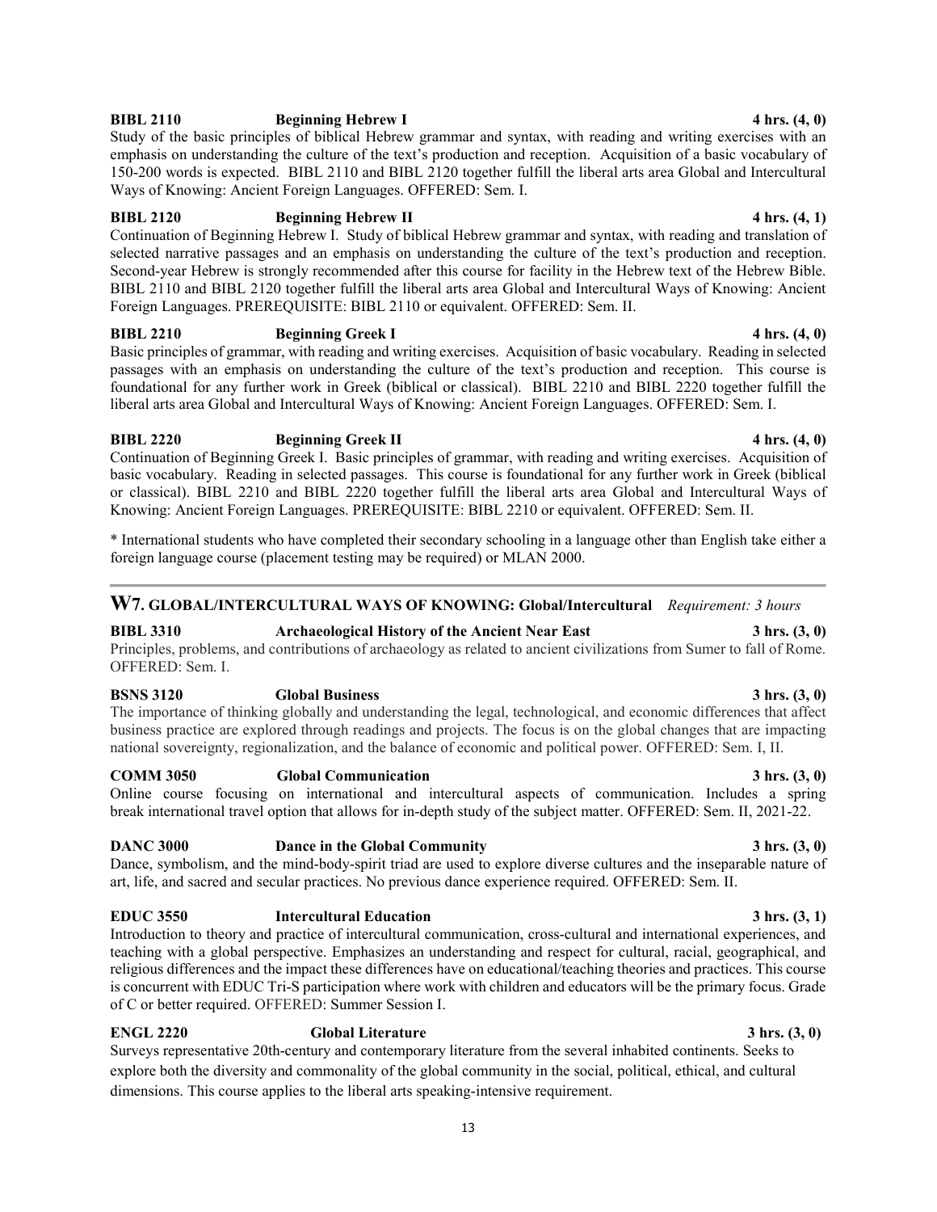**BIBL 2110 Beginning Hebrew I 4 hrs. (4, 0)**

Study of the basic principles of biblical Hebrew grammar and syntax, with reading and writing exercises with an emphasis on understanding the culture of the text's production and reception. Acquisition of a basic vocabulary of 150-200 words is expected. BIBL 2110 and BIBL 2120 together fulfill the liberal arts area Global and Intercultural Ways of Knowing: Ancient Foreign Languages. OFFERED: Sem. I.

**BIBL 2120 Beginning Hebrew II 4 hrs. (4, 1)**

Continuation of Beginning Hebrew I. Study of biblical Hebrew grammar and syntax, with reading and translation of selected narrative passages and an emphasis on understanding the culture of the text's production and reception. Second-year Hebrew is strongly recommended after this course for facility in the Hebrew text of the Hebrew Bible. BIBL 2110 and BIBL 2120 together fulfill the liberal arts area Global and Intercultural Ways of Knowing: Ancient Foreign Languages. PREREQUISITE: BIBL 2110 or equivalent. OFFERED: Sem. II.

**BIBL 2210 Beginning Greek I 4 hrs. (4, 0)**

Basic principles of grammar, with reading and writing exercises. Acquisition of basic vocabulary. Reading in selected passages with an emphasis on understanding the culture of the text's production and reception. This course is foundational for any further work in Greek (biblical or classical). BIBL 2210 and BIBL 2220 together fulfill the liberal arts area Global and Intercultural Ways of Knowing: Ancient Foreign Languages. OFFERED: Sem. I.

**BIBL 2220 Beginning Greek II 4 hrs. (4, 0)**

Continuation of Beginning Greek I. Basic principles of grammar, with reading and writing exercises. Acquisition of basic vocabulary. Reading in selected passages. This course is foundational for any further work in Greek (biblical or classical). BIBL 2210 and BIBL 2220 together fulfill the liberal arts area Global and Intercultural Ways of Knowing: Ancient Foreign Languages. PREREQUISITE: BIBL 2210 or equivalent. OFFERED: Sem. II.

* International students who have completed their secondary schooling in a language other than English take either a foreign language course (placement testing may be required) or MLAN 2000.

---

## W7. GLOBAL/INTERCULTURAL WAYS OF KNOWING: Global/Intercultural *Requirement: 3 hours*

**BIBL 3310 Archaeological History of the Ancient Near East 3 hrs. (3, 0)**

Principles, problems, and contributions of archaeology as related to ancient civilizations from Sumer to fall of Rome. OFFERED: Sem. I.

**BSNS 3120 Global Business 3 hrs. (3, 0)**

The importance of thinking globally and understanding the legal, technological, and economic differences that affect business practice are explored through readings and projects. The focus is on the global changes that are impacting national sovereignty, regionalization, and the balance of economic and political power. OFFERED: Sem. I, II.

**COMM 3050 Global Communication 3 hrs. (3, 0)**

Online course focusing on international and intercultural aspects of communication. Includes a spring break international travel option that allows for in-depth study of the subject matter. OFFERED: Sem. II, 2021-22.

**DANC 3000 Dance in the Global Community 3 hrs. (3, 0)**

Dance, symbolism, and the mind-body-spirit triad are used to explore diverse cultures and the inseparable nature of art, life, and sacred and secular practices. No previous dance experience required. OFFERED: Sem. II.

**EDUC 3550 Intercultural Education 3 hrs. (3, 1)**

Introduction to theory and practice of intercultural communication, cross-cultural and international experiences, and teaching with a global perspective. Emphasizes an understanding and respect for cultural, racial, geographical, and religious differences and the impact these differences have on educational/teaching theories and practices. This course is concurrent with EDUC Tri-S participation where work with children and educators will be the primary focus. Grade of C or better required. OFFERED: Summer Session I.

**ENGL 2220 Global Literature 3 hrs. (3, 0)**

Surveys representative 20th-century and contemporary literature from the several inhabited continents. Seeks to explore both the diversity and commonality of the global community in the social, political, ethical, and cultural dimensions. This course applies to the liberal arts speaking-intensive requirement.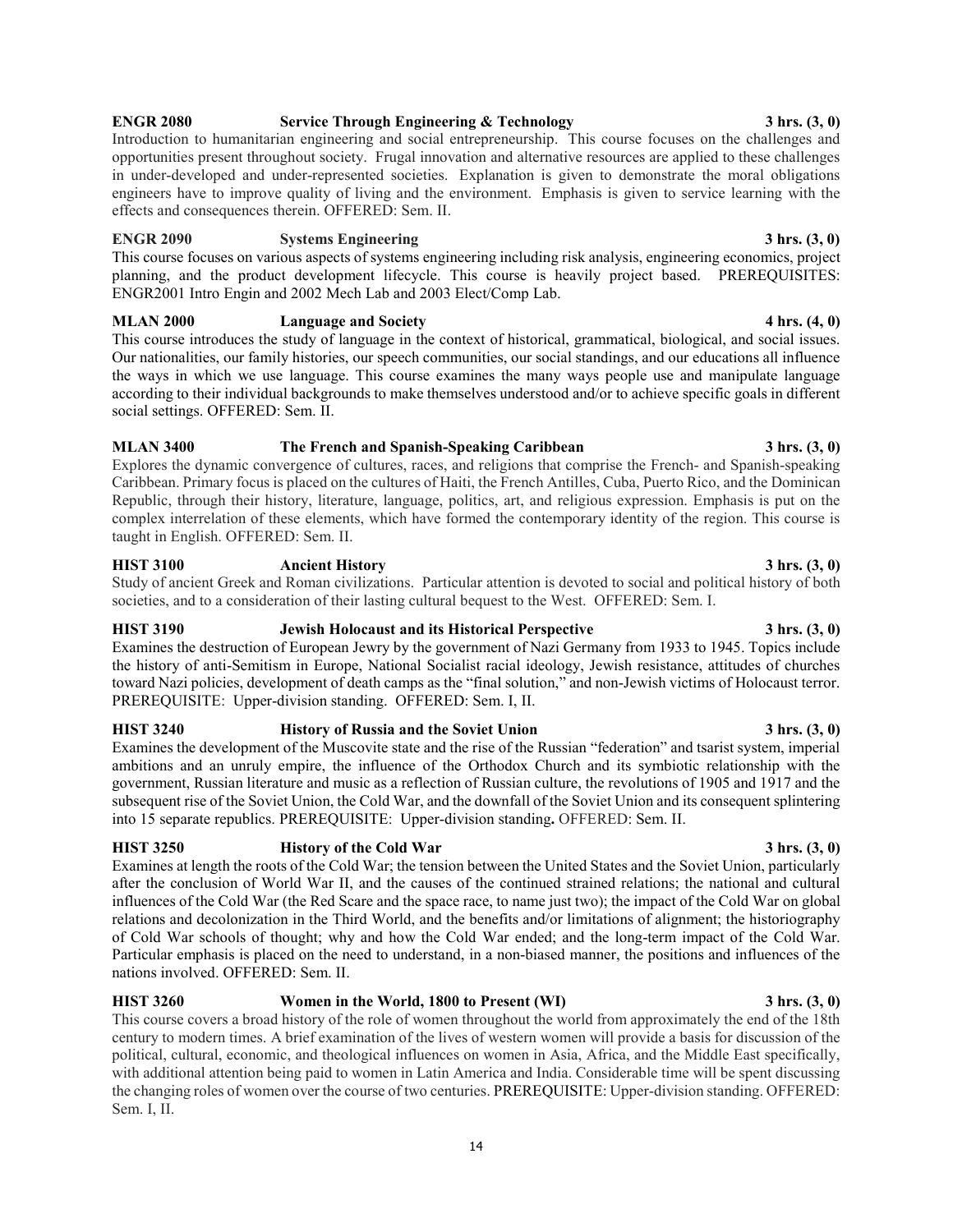**ENGR 2080 Service Through Engineering & Technology 3 hrs. (3, 0)**
Introduction to humanitarian engineering and social entrepreneurship. This course focuses on the challenges and opportunities present throughout society. Frugal innovation and alternative resources are applied to these challenges in under-developed and under-represented societies. Explanation is given to demonstrate the moral obligations engineers have to improve quality of living and the environment. Emphasis is given to service learning with the effects and consequences therein. OFFERED: Sem. II.

**ENGR 2090 Systems Engineering 3 hrs. (3, 0)**
This course focuses on various aspects of systems engineering including risk analysis, engineering economics, project planning, and the product development lifecycle. This course is heavily project based. PREREQUISITES: ENGR2001 Intro Engin and 2002 Mech Lab and 2003 Elect/Comp Lab.

**MLAN 2000 Language and Society 4 hrs. (4, 0)**
This course introduces the study of language in the context of historical, grammatical, biological, and social issues. Our nationalities, our family histories, our speech communities, our social standings, and our educations all influence the ways in which we use language. This course examines the many ways people use and manipulate language according to their individual backgrounds to make themselves understood and/or to achieve specific goals in different social settings. OFFERED: Sem. II.

**MLAN 3400 The French and Spanish-Speaking Caribbean 3 hrs. (3, 0)**
Explores the dynamic convergence of cultures, races, and religions that comprise the French- and Spanish-speaking Caribbean. Primary focus is placed on the cultures of Haiti, the French Antilles, Cuba, Puerto Rico, and the Dominican Republic, through their history, literature, language, politics, art, and religious expression. Emphasis is put on the complex interrelation of these elements, which have formed the contemporary identity of the region. This course is taught in English. OFFERED: Sem. II.

**HIST 3100 Ancient History 3 hrs. (3, 0)**
Study of ancient Greek and Roman civilizations. Particular attention is devoted to social and political history of both societies, and to a consideration of their lasting cultural bequest to the West. OFFERED: Sem. I.

**HIST 3190 Jewish Holocaust and its Historical Perspective 3 hrs. (3, 0)**
Examines the destruction of European Jewry by the government of Nazi Germany from 1933 to 1945. Topics include the history of anti-Semitism in Europe, National Socialist racial ideology, Jewish resistance, attitudes of churches toward Nazi policies, development of death camps as the "final solution," and non-Jewish victims of Holocaust terror. PREREQUISITE: Upper-division standing. OFFERED: Sem. I, II.

**HIST 3240 History of Russia and the Soviet Union 3 hrs. (3, 0)**
Examines the development of the Muscovite state and the rise of the Russian "federation" and tsarist system, imperial ambitions and an unruly empire, the influence of the Orthodox Church and its symbiotic relationship with the government, Russian literature and music as a reflection of Russian culture, the revolutions of 1905 and 1917 and the subsequent rise of the Soviet Union, the Cold War, and the downfall of the Soviet Union and its consequent splintering into 15 separate republics. PREREQUISITE: Upper-division standing**.** OFFERED: Sem. II.

**HIST 3250 History of the Cold War 3 hrs. (3, 0)**
Examines at length the roots of the Cold War; the tension between the United States and the Soviet Union, particularly after the conclusion of World War II, and the causes of the continued strained relations; the national and cultural influences of the Cold War (the Red Scare and the space race, to name just two); the impact of the Cold War on global relations and decolonization in the Third World, and the benefits and/or limitations of alignment; the historiography of Cold War schools of thought; why and how the Cold War ended; and the long-term impact of the Cold War. Particular emphasis is placed on the need to understand, in a non-biased manner, the positions and influences of the nations involved. OFFERED: Sem. II.

**HIST 3260 Women in the World, 1800 to Present (WI) 3 hrs. (3, 0)**
This course covers a broad history of the role of women throughout the world from approximately the end of the 18th century to modern times. A brief examination of the lives of western women will provide a basis for discussion of the political, cultural, economic, and theological influences on women in Asia, Africa, and the Middle East specifically, with additional attention being paid to women in Latin America and India. Considerable time will be spent discussing the changing roles of women over the course of two centuries. PREREQUISITE: Upper-division standing. OFFERED: Sem. I, II.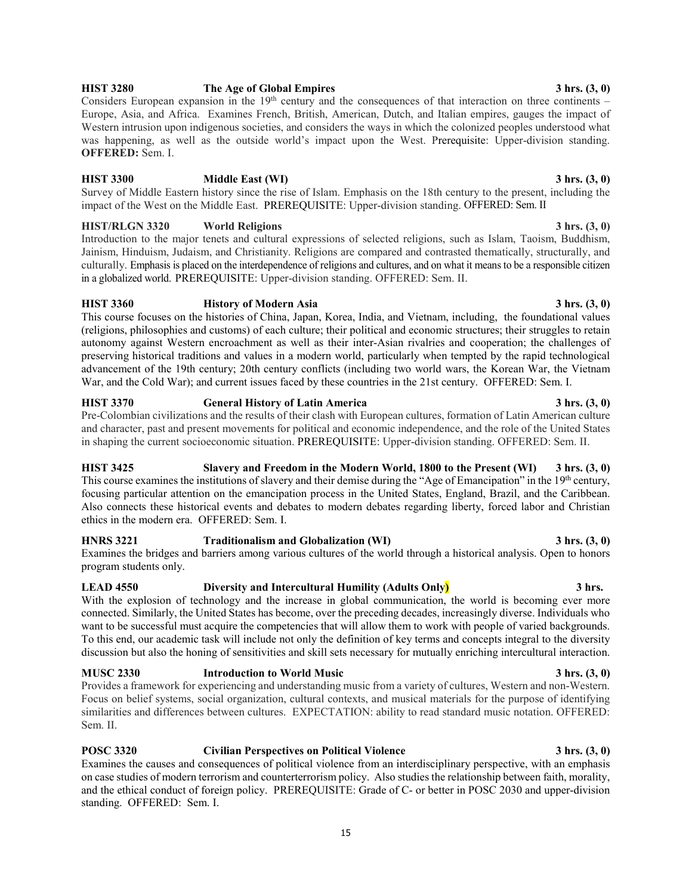**HIST 3280 The Age of Global Empires 3 hrs. (3, 0)**
Considers European expansion in the 19th century and the consequences of that interaction on three continents – Europe, Asia, and Africa. Examines French, British, American, Dutch, and Italian empires, gauges the impact of Western intrusion upon indigenous societies, and considers the ways in which the colonized peoples understood what was happening, as well as the outside world's impact upon the West. Prerequisite: Upper-division standing. **OFFERED:** Sem. I.

**HIST 3300 Middle East (WI) 3 hrs. (3, 0)**
Survey of Middle Eastern history since the rise of Islam. Emphasis on the 18th century to the present, including the impact of the West on the Middle East. PREREQUISITE: Upper-division standing. OFFERED: Sem. II

**HIST/RLGN 3320 World Religions 3 hrs. (3, 0)**
Introduction to the major tenets and cultural expressions of selected religions, such as Islam, Taoism, Buddhism, Jainism, Hinduism, Judaism, and Christianity. Religions are compared and contrasted thematically, structurally, and culturally. Emphasis is placed on the interdependence of religions and cultures, and on what it means to be a responsible citizen in a globalized world. PREREQUISITE: Upper-division standing. OFFERED: Sem. II.

**HIST 3360 History of Modern Asia 3 hrs. (3, 0)**
This course focuses on the histories of China, Japan, Korea, India, and Vietnam, including, the foundational values (religions, philosophies and customs) of each culture; their political and economic structures; their struggles to retain autonomy against Western encroachment as well as their inter-Asian rivalries and cooperation; the challenges of preserving historical traditions and values in a modern world, particularly when tempted by the rapid technological advancement of the 19th century; 20th century conflicts (including two world wars, the Korean War, the Vietnam War, and the Cold War); and current issues faced by these countries in the 21st century. OFFERED: Sem. I.

**HIST 3370 General History of Latin America 3 hrs. (3, 0)**
Pre-Colombian civilizations and the results of their clash with European cultures, formation of Latin American culture and character, past and present movements for political and economic independence, and the role of the United States in shaping the current socioeconomic situation. PREREQUISITE: Upper-division standing. OFFERED: Sem. II.

**HIST 3425 Slavery and Freedom in the Modern World, 1800 to the Present (WI) 3 hrs. (3, 0)**
This course examines the institutions of slavery and their demise during the "Age of Emancipation" in the 19th century, focusing particular attention on the emancipation process in the United States, England, Brazil, and the Caribbean. Also connects these historical events and debates to modern debates regarding liberty, forced labor and Christian ethics in the modern era. OFFERED: Sem. I.

**HNRS 3221 Traditionalism and Globalization (WI) 3 hrs. (3, 0)**
Examines the bridges and barriers among various cultures of the world through a historical analysis. Open to honors program students only.

**LEAD 4550 Diversity and Intercultural Humility (Adults Only) 3 hrs.**
With the explosion of technology and the increase in global communication, the world is becoming ever more connected. Similarly, the United States has become, over the preceding decades, increasingly diverse. Individuals who want to be successful must acquire the competencies that will allow them to work with people of varied backgrounds. To this end, our academic task will include not only the definition of key terms and concepts integral to the diversity discussion but also the honing of sensitivities and skill sets necessary for mutually enriching intercultural interaction.

**MUSC 2330 Introduction to World Music 3 hrs. (3, 0)**
Provides a framework for experiencing and understanding music from a variety of cultures, Western and non-Western. Focus on belief systems, social organization, cultural contexts, and musical materials for the purpose of identifying similarities and differences between cultures. EXPECTATION: ability to read standard music notation. OFFERED: Sem. II.

**POSC 3320 Civilian Perspectives on Political Violence 3 hrs. (3, 0)**
Examines the causes and consequences of political violence from an interdisciplinary perspective, with an emphasis on case studies of modern terrorism and counterterrorism policy. Also studies the relationship between faith, morality, and the ethical conduct of foreign policy. PREREQUISITE: Grade of C- or better in POSC 2030 and upper-division standing. OFFERED: Sem. I.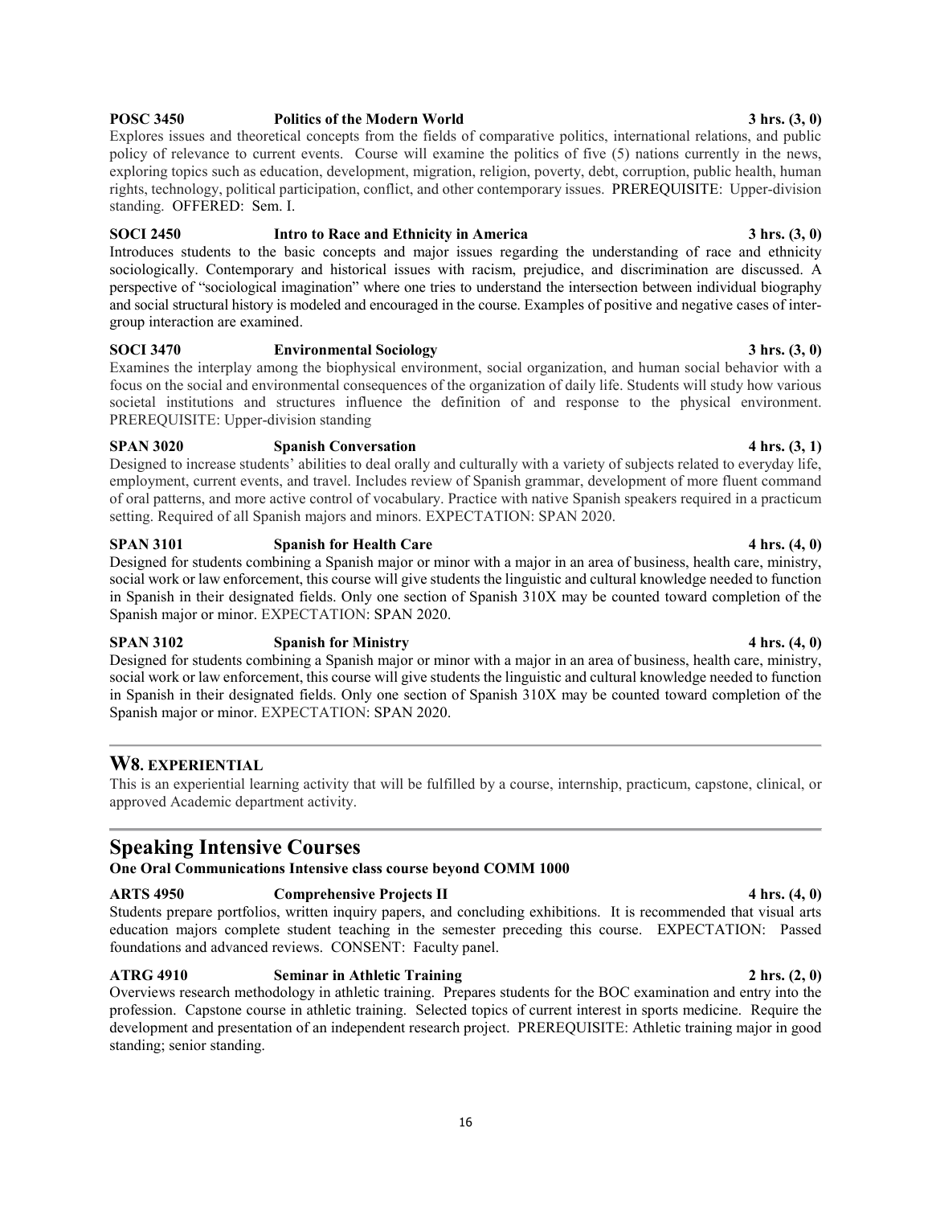**POSC 3450 Politics of the Modern World 3 hrs. (3, 0)**

Explores issues and theoretical concepts from the fields of comparative politics, international relations, and public policy of relevance to current events. Course will examine the politics of five (5) nations currently in the news, exploring topics such as education, development, migration, religion, poverty, debt, corruption, public health, human rights, technology, political participation, conflict, and other contemporary issues. PREREQUISITE: Upper-division standing. OFFERED: Sem. I.

**SOCI 2450 Intro to Race and Ethnicity in America 3 hrs. (3, 0)**

Introduces students to the basic concepts and major issues regarding the understanding of race and ethnicity sociologically. Contemporary and historical issues with racism, prejudice, and discrimination are discussed. A perspective of "sociological imagination" where one tries to understand the intersection between individual biography and social structural history is modeled and encouraged in the course. Examples of positive and negative cases of inter-group interaction are examined.

**SOCI 3470 Environmental Sociology 3 hrs. (3, 0)**

Examines the interplay among the biophysical environment, social organization, and human social behavior with a focus on the social and environmental consequences of the organization of daily life. Students will study how various societal institutions and structures influence the definition of and response to the physical environment. PREREQUISITE: Upper-division standing

**SPAN 3020 Spanish Conversation 4 hrs. (3, 1)**

Designed to increase students' abilities to deal orally and culturally with a variety of subjects related to everyday life, employment, current events, and travel. Includes review of Spanish grammar, development of more fluent command of oral patterns, and more active control of vocabulary. Practice with native Spanish speakers required in a practicum setting. Required of all Spanish majors and minors. EXPECTATION: SPAN 2020.

**SPAN 3101 Spanish for Health Care 4 hrs. (4, 0)**

Designed for students combining a Spanish major or minor with a major in an area of business, health care, ministry, social work or law enforcement, this course will give students the linguistic and cultural knowledge needed to function in Spanish in their designated fields. Only one section of Spanish 310X may be counted toward completion of the Spanish major or minor. EXPECTATION: SPAN 2020.

**SPAN 3102 Spanish for Ministry 4 hrs. (4, 0)**

Designed for students combining a Spanish major or minor with a major in an area of business, health care, ministry, social work or law enforcement, this course will give students the linguistic and cultural knowledge needed to function in Spanish in their designated fields. Only one section of Spanish 310X may be counted toward completion of the Spanish major or minor. EXPECTATION: SPAN 2020.

---

## W8. EXPERIENTIAL

This is an experiential learning activity that will be fulfilled by a course, internship, practicum, capstone, clinical, or approved Academic department activity.

---

## Speaking Intensive Courses

**One Oral Communications Intensive class course beyond COMM 1000**

**ARTS 4950 Comprehensive Projects II 4 hrs. (4, 0)**

Students prepare portfolios, written inquiry papers, and concluding exhibitions. It is recommended that visual arts education majors complete student teaching in the semester preceding this course. EXPECTATION: Passed foundations and advanced reviews. CONSENT: Faculty panel.

**ATRG 4910 Seminar in Athletic Training 2 hrs. (2, 0)**

Overviews research methodology in athletic training. Prepares students for the BOC examination and entry into the profession. Capstone course in athletic training. Selected topics of current interest in sports medicine. Require the development and presentation of an independent research project. PREREQUISITE: Athletic training major in good standing; senior standing.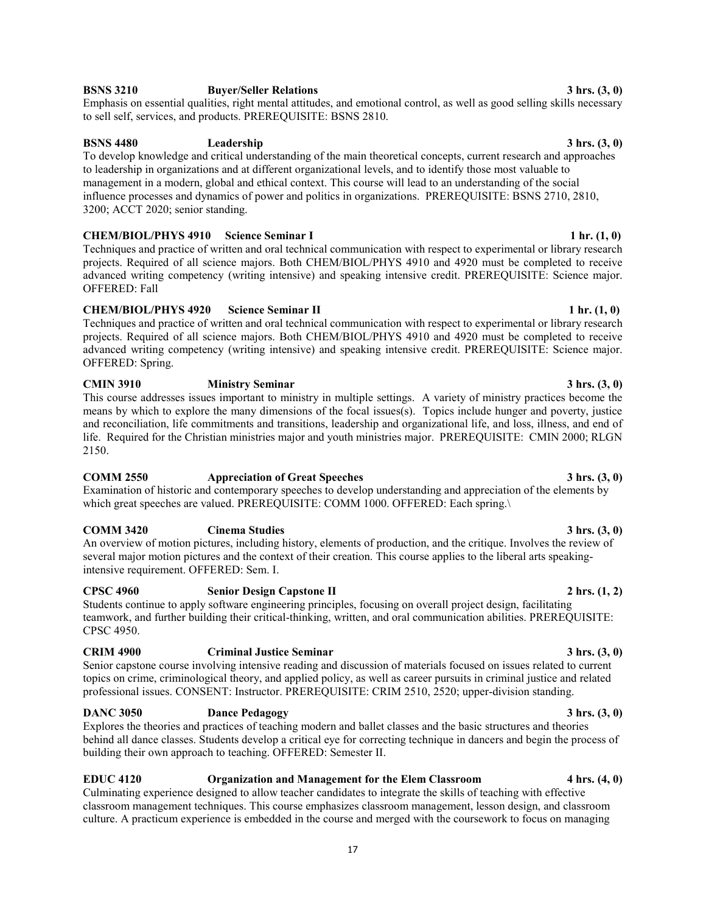**BSNS 3210 Buyer/Seller Relations 3 hrs. (3, 0)**
Emphasis on essential qualities, right mental attitudes, and emotional control, as well as good selling skills necessary to sell self, services, and products. PREREQUISITE: BSNS 2810.

**BSNS 4480 Leadership 3 hrs. (3, 0)**
To develop knowledge and critical understanding of the main theoretical concepts, current research and approaches to leadership in organizations and at different organizational levels, and to identify those most valuable to management in a modern, global and ethical context. This course will lead to an understanding of the social influence processes and dynamics of power and politics in organizations. PREREQUISITE: BSNS 2710, 2810, 3200; ACCT 2020; senior standing.

**CHEM/BIOL/PHYS 4910 Science Seminar I 1 hr. (1, 0)**
Techniques and practice of written and oral technical communication with respect to experimental or library research projects. Required of all science majors. Both CHEM/BIOL/PHYS 4910 and 4920 must be completed to receive advanced writing competency (writing intensive) and speaking intensive credit. PREREQUISITE: Science major. OFFERED: Fall

**CHEM/BIOL/PHYS 4920 Science Seminar II 1 hr. (1, 0)**
Techniques and practice of written and oral technical communication with respect to experimental or library research projects. Required of all science majors. Both CHEM/BIOL/PHYS 4910 and 4920 must be completed to receive advanced writing competency (writing intensive) and speaking intensive credit. PREREQUISITE: Science major. OFFERED: Spring.

**CMIN 3910 Ministry Seminar 3 hrs. (3, 0)**
This course addresses issues important to ministry in multiple settings. A variety of ministry practices become the means by which to explore the many dimensions of the focal issues(s). Topics include hunger and poverty, justice and reconciliation, life commitments and transitions, leadership and organizational life, and loss, illness, and end of life. Required for the Christian ministries major and youth ministries major. PREREQUISITE: CMIN 2000; RLGN 2150.

**COMM 2550 Appreciation of Great Speeches 3 hrs. (3, 0)**
Examination of historic and contemporary speeches to develop understanding and appreciation of the elements by which great speeches are valued. PREREQUISITE: COMM 1000. OFFERED: Each spring.\

**COMM 3420 Cinema Studies 3 hrs. (3, 0)**
An overview of motion pictures, including history, elements of production, and the critique. Involves the review of several major motion pictures and the context of their creation. This course applies to the liberal arts speaking-intensive requirement. OFFERED: Sem. I.

**CPSC 4960 Senior Design Capstone II 2 hrs. (1, 2)**
Students continue to apply software engineering principles, focusing on overall project design, facilitating teamwork, and further building their critical-thinking, written, and oral communication abilities. PREREQUISITE: CPSC 4950.

**CRIM 4900 Criminal Justice Seminar 3 hrs. (3, 0)**
Senior capstone course involving intensive reading and discussion of materials focused on issues related to current topics on crime, criminological theory, and applied policy, as well as career pursuits in criminal justice and related professional issues. CONSENT: Instructor. PREREQUISITE: CRIM 2510, 2520; upper-division standing.

**DANC 3050 Dance Pedagogy 3 hrs. (3, 0)**
Explores the theories and practices of teaching modern and ballet classes and the basic structures and theories behind all dance classes. Students develop a critical eye for correcting technique in dancers and begin the process of building their own approach to teaching. OFFERED: Semester II.

**EDUC 4120 Organization and Management for the Elem Classroom 4 hrs. (4, 0)**
Culminating experience designed to allow teacher candidates to integrate the skills of teaching with effective classroom management techniques. This course emphasizes classroom management, lesson design, and classroom culture. A practicum experience is embedded in the course and merged with the coursework to focus on managing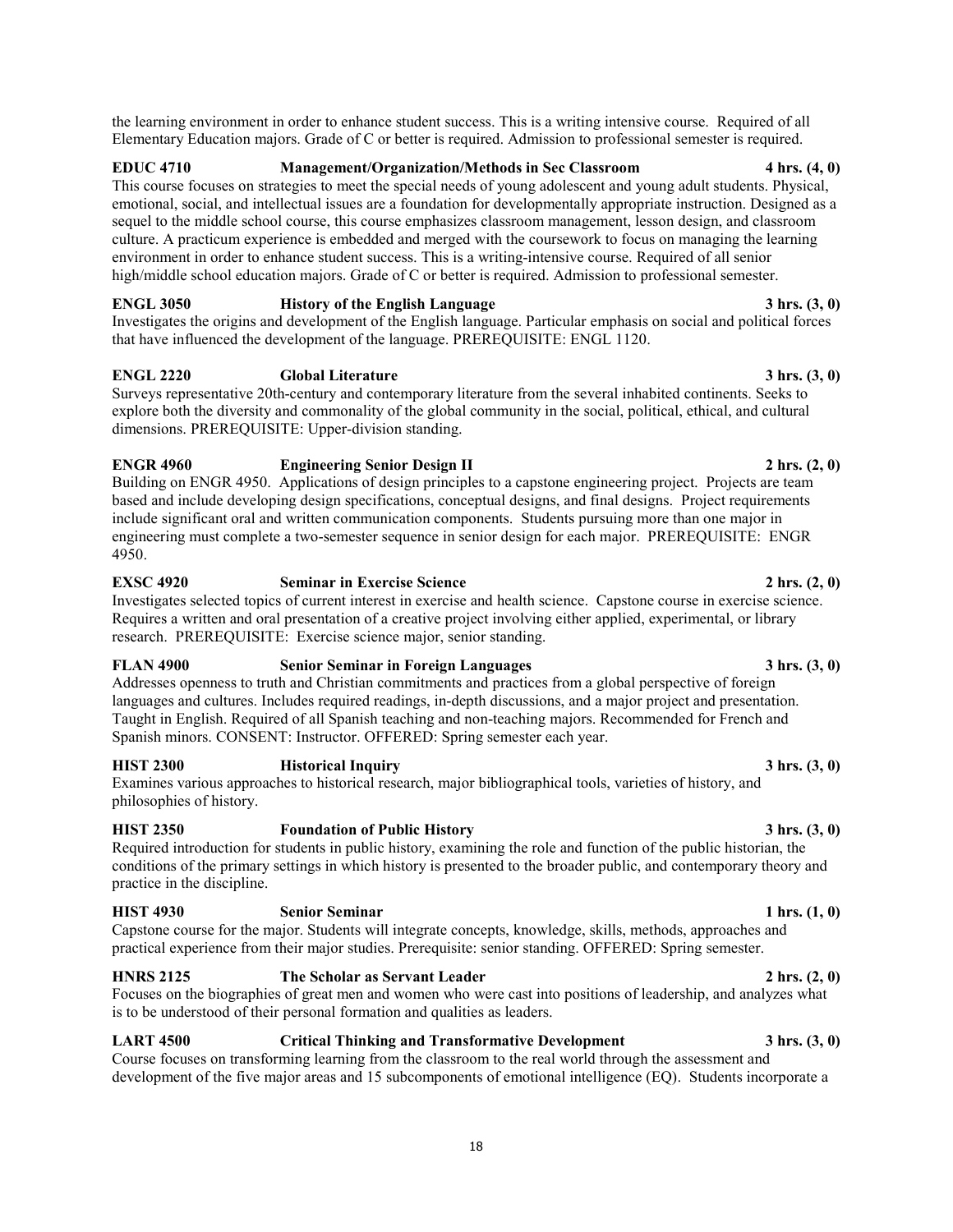the learning environment in order to enhance student success. This is a writing intensive course. Required of all Elementary Education majors. Grade of C or better is required. Admission to professional semester is required.

**EDUC 4710 Management/Organization/Methods in Sec Classroom 4 hrs. (4, 0)**
This course focuses on strategies to meet the special needs of young adolescent and young adult students. Physical, emotional, social, and intellectual issues are a foundation for developmentally appropriate instruction. Designed as a sequel to the middle school course, this course emphasizes classroom management, lesson design, and classroom culture. A practicum experience is embedded and merged with the coursework to focus on managing the learning environment in order to enhance student success. This is a writing-intensive course. Required of all senior high/middle school education majors. Grade of C or better is required. Admission to professional semester.

**ENGL 3050 History of the English Language 3 hrs. (3, 0)**
Investigates the origins and development of the English language. Particular emphasis on social and political forces that have influenced the development of the language. PREREQUISITE: ENGL 1120.

**ENGL 2220 Global Literature 3 hrs. (3, 0)**
Surveys representative 20th-century and contemporary literature from the several inhabited continents. Seeks to explore both the diversity and commonality of the global community in the social, political, ethical, and cultural dimensions. PREREQUISITE: Upper-division standing.

**ENGR 4960 Engineering Senior Design II 2 hrs. (2, 0)**
Building on ENGR 4950. Applications of design principles to a capstone engineering project. Projects are team based and include developing design specifications, conceptual designs, and final designs. Project requirements include significant oral and written communication components. Students pursuing more than one major in engineering must complete a two-semester sequence in senior design for each major. PREREQUISITE: ENGR 4950.

**EXSC 4920 Seminar in Exercise Science 2 hrs. (2, 0)**
Investigates selected topics of current interest in exercise and health science. Capstone course in exercise science. Requires a written and oral presentation of a creative project involving either applied, experimental, or library research. PREREQUISITE: Exercise science major, senior standing.

**FLAN 4900 Senior Seminar in Foreign Languages 3 hrs. (3, 0)**
Addresses openness to truth and Christian commitments and practices from a global perspective of foreign languages and cultures. Includes required readings, in-depth discussions, and a major project and presentation. Taught in English. Required of all Spanish teaching and non-teaching majors. Recommended for French and Spanish minors. CONSENT: Instructor. OFFERED: Spring semester each year.

**HIST 2300 Historical Inquiry 3 hrs. (3, 0)**
Examines various approaches to historical research, major bibliographical tools, varieties of history, and philosophies of history.

**HIST 2350 Foundation of Public History 3 hrs. (3, 0)**
Required introduction for students in public history, examining the role and function of the public historian, the conditions of the primary settings in which history is presented to the broader public, and contemporary theory and practice in the discipline.

**HIST 4930 Senior Seminar 1 hrs. (1, 0)**
Capstone course for the major. Students will integrate concepts, knowledge, skills, methods, approaches and practical experience from their major studies. Prerequisite: senior standing. OFFERED: Spring semester.

**HNRS 2125 The Scholar as Servant Leader 2 hrs. (2, 0)**
Focuses on the biographies of great men and women who were cast into positions of leadership, and analyzes what is to be understood of their personal formation and qualities as leaders.

**LART 4500 Critical Thinking and Transformative Development 3 hrs. (3, 0)**
Course focuses on transforming learning from the classroom to the real world through the assessment and development of the five major areas and 15 subcomponents of emotional intelligence (EQ). Students incorporate a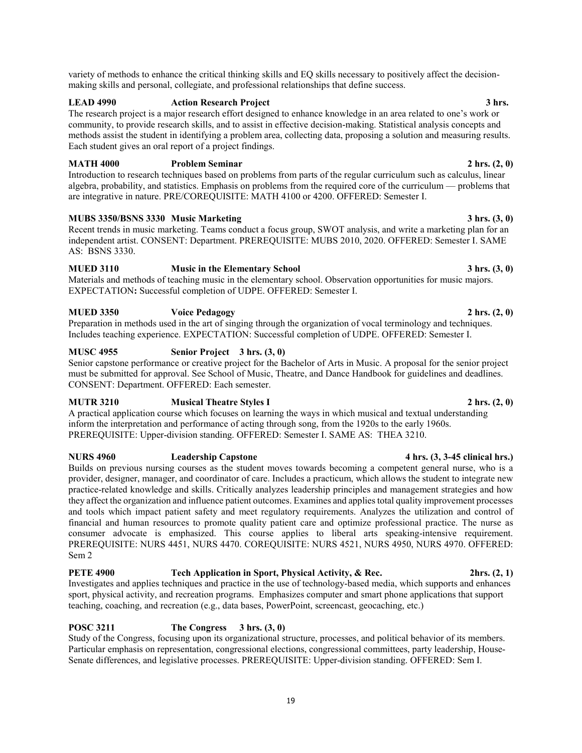variety of methods to enhance the critical thinking skills and EQ skills necessary to positively affect the decision-making skills and personal, collegiate, and professional relationships that define success.

**LEAD 4990 Action Research Project 3 hrs.**
The research project is a major research effort designed to enhance knowledge in an area related to one's work or community, to provide research skills, and to assist in effective decision-making. Statistical analysis concepts and methods assist the student in identifying a problem area, collecting data, proposing a solution and measuring results. Each student gives an oral report of a project findings.

**MATH 4000 Problem Seminar 2 hrs. (2, 0)**
Introduction to research techniques based on problems from parts of the regular curriculum such as calculus, linear algebra, probability, and statistics. Emphasis on problems from the required core of the curriculum — problems that are integrative in nature. PRE/COREQUISITE: MATH 4100 or 4200. OFFERED: Semester I.

**MUBS 3350/BSNS 3330 Music Marketing 3 hrs. (3, 0)**
Recent trends in music marketing. Teams conduct a focus group, SWOT analysis, and write a marketing plan for an independent artist. CONSENT: Department. PREREQUISITE: MUBS 2010, 2020. OFFERED: Semester I. SAME AS: BSNS 3330.

**MUED 3110 Music in the Elementary School 3 hrs. (3, 0)**
Materials and methods of teaching music in the elementary school. Observation opportunities for music majors. EXPECTATION**:** Successful completion of UDPE. OFFERED: Semester I.

**MUED 3350 Voice Pedagogy 2 hrs. (2, 0)**
Preparation in methods used in the art of singing through the organization of vocal terminology and techniques. Includes teaching experience. EXPECTATION: Successful completion of UDPE. OFFERED: Semester I.

**MUSC 4955 Senior Project 3 hrs. (3, 0)**
Senior capstone performance or creative project for the Bachelor of Arts in Music. A proposal for the senior project must be submitted for approval. See School of Music, Theatre, and Dance Handbook for guidelines and deadlines. CONSENT: Department. OFFERED: Each semester.

**MUTR 3210 Musical Theatre Styles I 2 hrs. (2, 0)**
A practical application course which focuses on learning the ways in which musical and textual understanding inform the interpretation and performance of acting through song, from the 1920s to the early 1960s. PREREQUISITE: Upper-division standing. OFFERED: Semester I. SAME AS: THEA 3210.

**NURS 4960 Leadership Capstone 4 hrs. (3, 3-45 clinical hrs.)**
Builds on previous nursing courses as the student moves towards becoming a competent general nurse, who is a provider, designer, manager, and coordinator of care. Includes a practicum, which allows the student to integrate new practice-related knowledge and skills. Critically analyzes leadership principles and management strategies and how they affect the organization and influence patient outcomes. Examines and applies total quality improvement processes and tools which impact patient safety and meet regulatory requirements. Analyzes the utilization and control of financial and human resources to promote quality patient care and optimize professional practice. The nurse as consumer advocate is emphasized. This course applies to liberal arts speaking-intensive requirement. PREREQUISITE: NURS 4451, NURS 4470. COREQUISITE: NURS 4521, NURS 4950, NURS 4970. OFFERED: Sem 2

**PETE 4900 Tech Application in Sport, Physical Activity, & Rec. 2hrs. (2, 1)**
Investigates and applies techniques and practice in the use of technology-based media, which supports and enhances sport, physical activity, and recreation programs. Emphasizes computer and smart phone applications that support teaching, coaching, and recreation (e.g., data bases, PowerPoint, screencast, geocaching, etc.)

**POSC 3211 The Congress 3 hrs. (3, 0)**
Study of the Congress, focusing upon its organizational structure, processes, and political behavior of its members. Particular emphasis on representation, congressional elections, congressional committees, party leadership, House-Senate differences, and legislative processes. PREREQUISITE: Upper-division standing. OFFERED: Sem I.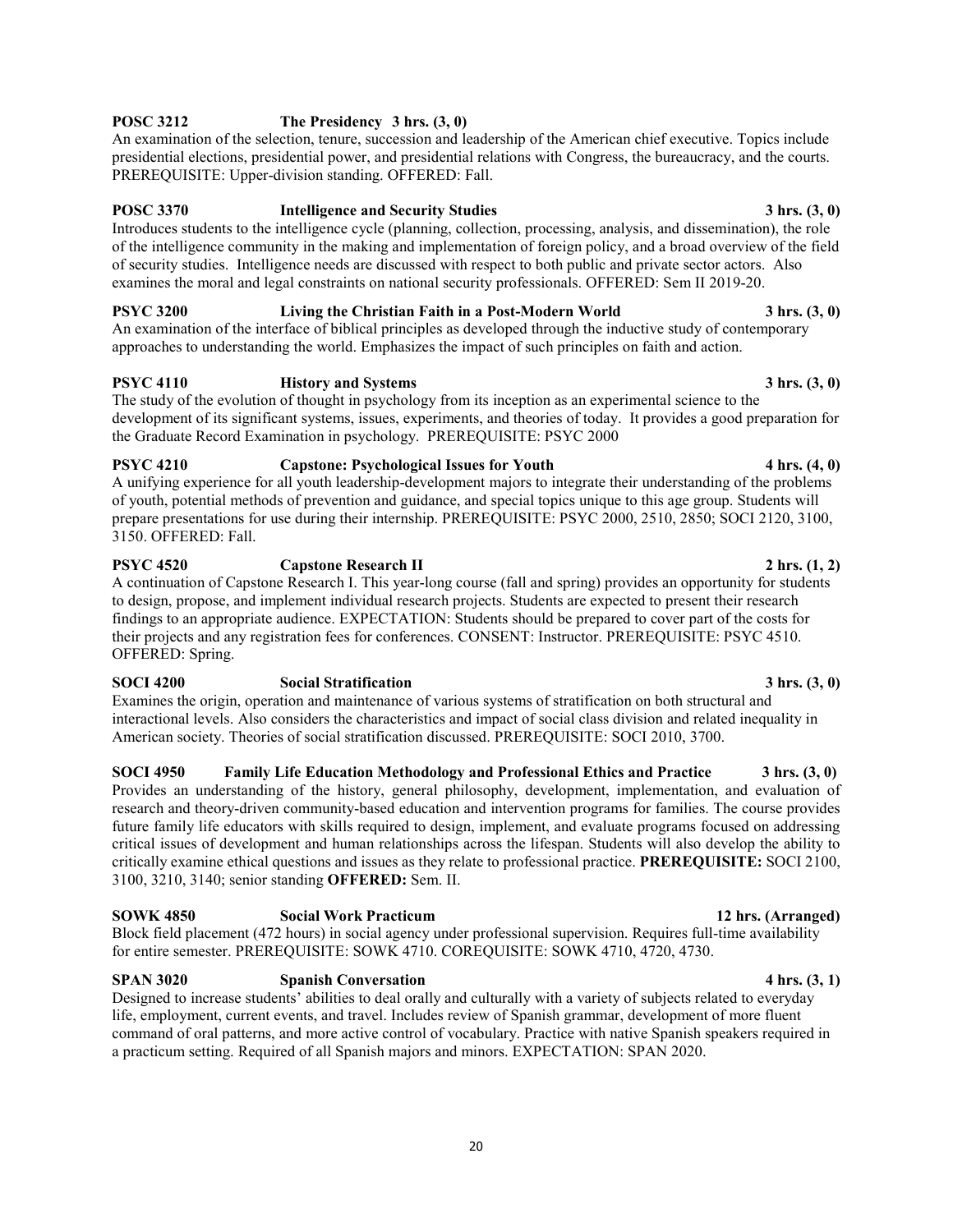**POSC 3212 The Presidency 3 hrs. (3, 0)**

An examination of the selection, tenure, succession and leadership of the American chief executive. Topics include presidential elections, presidential power, and presidential relations with Congress, the bureaucracy, and the courts. PREREQUISITE: Upper-division standing. OFFERED: Fall.

**POSC 3370 Intelligence and Security Studies 3 hrs. (3, 0)**

Introduces students to the intelligence cycle (planning, collection, processing, analysis, and dissemination), the role of the intelligence community in the making and implementation of foreign policy, and a broad overview of the field of security studies. Intelligence needs are discussed with respect to both public and private sector actors. Also examines the moral and legal constraints on national security professionals. OFFERED: Sem II 2019-20.

**PSYC 3200 Living the Christian Faith in a Post-Modern World 3 hrs. (3, 0)**

An examination of the interface of biblical principles as developed through the inductive study of contemporary approaches to understanding the world. Emphasizes the impact of such principles on faith and action.

**PSYC 4110 History and Systems 3 hrs. (3, 0)**

The study of the evolution of thought in psychology from its inception as an experimental science to the development of its significant systems, issues, experiments, and theories of today. It provides a good preparation for the Graduate Record Examination in psychology. PREREQUISITE: PSYC 2000

**PSYC 4210 Capstone: Psychological Issues for Youth 4 hrs. (4, 0)**

A unifying experience for all youth leadership-development majors to integrate their understanding of the problems of youth, potential methods of prevention and guidance, and special topics unique to this age group. Students will prepare presentations for use during their internship. PREREQUISITE: PSYC 2000, 2510, 2850; SOCI 2120, 3100, 3150. OFFERED: Fall.

**PSYC 4520 Capstone Research II 2 hrs. (1, 2)**

A continuation of Capstone Research I. This year-long course (fall and spring) provides an opportunity for students to design, propose, and implement individual research projects. Students are expected to present their research findings to an appropriate audience. EXPECTATION: Students should be prepared to cover part of the costs for their projects and any registration fees for conferences. CONSENT: Instructor. PREREQUISITE: PSYC 4510. OFFERED: Spring.

**SOCI 4200 Social Stratification 3 hrs. (3, 0)**

Examines the origin, operation and maintenance of various systems of stratification on both structural and interactional levels. Also considers the characteristics and impact of social class division and related inequality in American society. Theories of social stratification discussed. PREREQUISITE: SOCI 2010, 3700.

**SOCI 4950 Family Life Education Methodology and Professional Ethics and Practice 3 hrs. (3, 0)**

Provides an understanding of the history, general philosophy, development, implementation, and evaluation of research and theory-driven community-based education and intervention programs for families. The course provides future family life educators with skills required to design, implement, and evaluate programs focused on addressing critical issues of development and human relationships across the lifespan. Students will also develop the ability to critically examine ethical questions and issues as they relate to professional practice. **PREREQUISITE:** SOCI 2100, 3100, 3210, 3140; senior standing **OFFERED:** Sem. II.

**SOWK 4850 Social Work Practicum 12 hrs. (Arranged)**

Block field placement (472 hours) in social agency under professional supervision. Requires full-time availability for entire semester. PREREQUISITE: SOWK 4710. COREQUISITE: SOWK 4710, 4720, 4730.

**SPAN 3020 Spanish Conversation 4 hrs. (3, 1)**

Designed to increase students' abilities to deal orally and culturally with a variety of subjects related to everyday life, employment, current events, and travel. Includes review of Spanish grammar, development of more fluent command of oral patterns, and more active control of vocabulary. Practice with native Spanish speakers required in a practicum setting. Required of all Spanish majors and minors. EXPECTATION: SPAN 2020.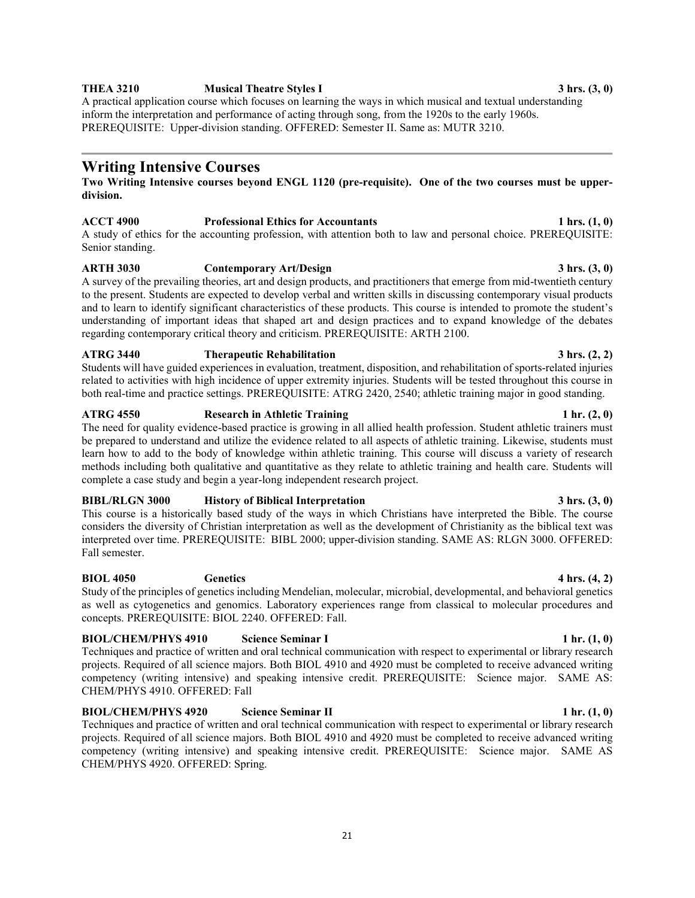**THEA 3210 Musical Theatre Styles I 3 hrs. (3, 0)**
A practical application course which focuses on learning the ways in which musical and textual understanding inform the interpretation and performance of acting through song, from the 1920s to the early 1960s. PREREQUISITE: Upper-division standing. OFFERED: Semester II. Same as: MUTR 3210.

## Writing Intensive Courses

**Two Writing Intensive courses beyond ENGL 1120 (pre-requisite). One of the two courses must be upper-division.**

**ACCT 4900 Professional Ethics for Accountants 1 hrs. (1, 0)**
A study of ethics for the accounting profession, with attention both to law and personal choice. PREREQUISITE: Senior standing.

**ARTH 3030 Contemporary Art/Design 3 hrs. (3, 0)**
A survey of the prevailing theories, art and design products, and practitioners that emerge from mid-twentieth century to the present. Students are expected to develop verbal and written skills in discussing contemporary visual products and to learn to identify significant characteristics of these products. This course is intended to promote the student's understanding of important ideas that shaped art and design practices and to expand knowledge of the debates regarding contemporary critical theory and criticism. PREREQUISITE: ARTH 2100.

**ATRG 3440 Therapeutic Rehabilitation 3 hrs. (2, 2)**
Students will have guided experiences in evaluation, treatment, disposition, and rehabilitation of sports-related injuries related to activities with high incidence of upper extremity injuries. Students will be tested throughout this course in both real-time and practice settings. PREREQUISITE: ATRG 2420, 2540; athletic training major in good standing.

**ATRG 4550 Research in Athletic Training 1 hr. (2, 0)**
The need for quality evidence-based practice is growing in all allied health profession. Student athletic trainers must be prepared to understand and utilize the evidence related to all aspects of athletic training. Likewise, students must learn how to add to the body of knowledge within athletic training. This course will discuss a variety of research methods including both qualitative and quantitative as they relate to athletic training and health care. Students will complete a case study and begin a year-long independent research project.

**BIBL/RLGN 3000 History of Biblical Interpretation 3 hrs. (3, 0)**
This course is a historically based study of the ways in which Christians have interpreted the Bible. The course considers the diversity of Christian interpretation as well as the development of Christianity as the biblical text was interpreted over time. PREREQUISITE: BIBL 2000; upper-division standing. SAME AS: RLGN 3000. OFFERED: Fall semester.

**BIOL 4050 Genetics 4 hrs. (4, 2)**
Study of the principles of genetics including Mendelian, molecular, microbial, developmental, and behavioral genetics as well as cytogenetics and genomics. Laboratory experiences range from classical to molecular procedures and concepts. PREREQUISITE: BIOL 2240. OFFERED: Fall.

**BIOL/CHEM/PHYS 4910 Science Seminar I 1 hr. (1, 0)**
Techniques and practice of written and oral technical communication with respect to experimental or library research projects. Required of all science majors. Both BIOL 4910 and 4920 must be completed to receive advanced writing competency (writing intensive) and speaking intensive credit. PREREQUISITE: Science major. SAME AS: CHEM/PHYS 4910. OFFERED: Fall

**BIOL/CHEM/PHYS 4920 Science Seminar II 1 hr. (1, 0)**
Techniques and practice of written and oral technical communication with respect to experimental or library research projects. Required of all science majors. Both BIOL 4910 and 4920 must be completed to receive advanced writing competency (writing intensive) and speaking intensive credit. PREREQUISITE: Science major. SAME AS CHEM/PHYS 4920. OFFERED: Spring.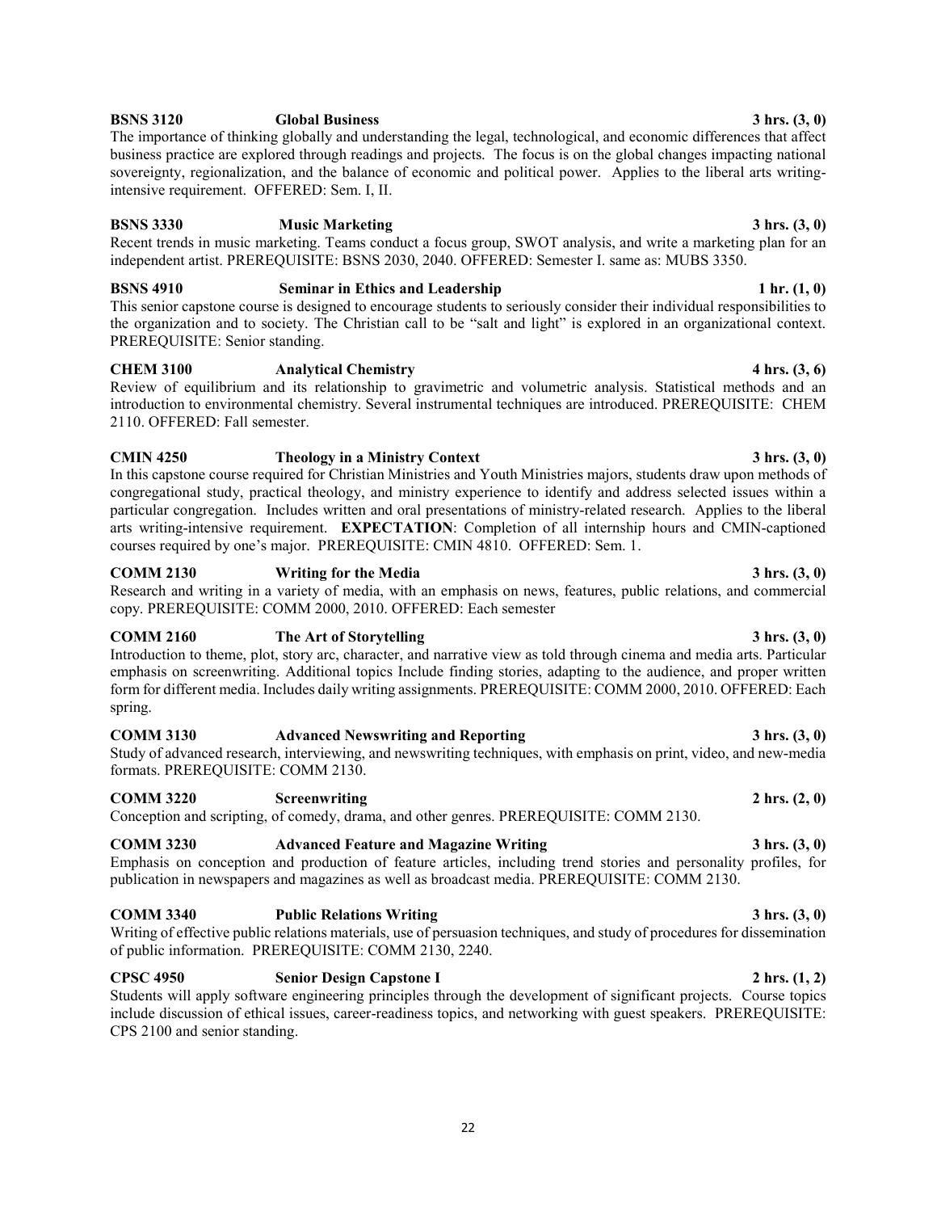**BSNS 3120 Global Business 3 hrs. (3, 0)**
The importance of thinking globally and understanding the legal, technological, and economic differences that affect business practice are explored through readings and projects. The focus is on the global changes impacting national sovereignty, regionalization, and the balance of economic and political power. Applies to the liberal arts writing-intensive requirement. OFFERED: Sem. I, II.

**BSNS 3330 Music Marketing 3 hrs. (3, 0)**
Recent trends in music marketing. Teams conduct a focus group, SWOT analysis, and write a marketing plan for an independent artist. PREREQUISITE: BSNS 2030, 2040. OFFERED: Semester I. same as: MUBS 3350.

**BSNS 4910 Seminar in Ethics and Leadership 1 hr. (1, 0)**
This senior capstone course is designed to encourage students to seriously consider their individual responsibilities to the organization and to society. The Christian call to be "salt and light" is explored in an organizational context. PREREQUISITE: Senior standing.

**CHEM 3100 Analytical Chemistry 4 hrs. (3, 6)**
Review of equilibrium and its relationship to gravimetric and volumetric analysis. Statistical methods and an introduction to environmental chemistry. Several instrumental techniques are introduced. PREREQUISITE: CHEM 2110. OFFERED: Fall semester.

**CMIN 4250 Theology in a Ministry Context 3 hrs. (3, 0)**
In this capstone course required for Christian Ministries and Youth Ministries majors, students draw upon methods of congregational study, practical theology, and ministry experience to identify and address selected issues within a particular congregation. Includes written and oral presentations of ministry-related research. Applies to the liberal arts writing-intensive requirement. **EXPECTATION**: Completion of all internship hours and CMIN-captioned courses required by one's major. PREREQUISITE: CMIN 4810. OFFERED: Sem. 1.

**COMM 2130 Writing for the Media 3 hrs. (3, 0)**
Research and writing in a variety of media, with an emphasis on news, features, public relations, and commercial copy. PREREQUISITE: COMM 2000, 2010. OFFERED: Each semester

**COMM 2160 The Art of Storytelling 3 hrs. (3, 0)**
Introduction to theme, plot, story arc, character, and narrative view as told through cinema and media arts. Particular emphasis on screenwriting. Additional topics Include finding stories, adapting to the audience, and proper written form for different media. Includes daily writing assignments. PREREQUISITE: COMM 2000, 2010. OFFERED: Each spring.

**COMM 3130 Advanced Newswriting and Reporting 3 hrs. (3, 0)**
Study of advanced research, interviewing, and newswriting techniques, with emphasis on print, video, and new-media formats. PREREQUISITE: COMM 2130.

**COMM 3220 Screenwriting 2 hrs. (2, 0)**
Conception and scripting, of comedy, drama, and other genres. PREREQUISITE: COMM 2130.

**COMM 3230 Advanced Feature and Magazine Writing 3 hrs. (3, 0)**
Emphasis on conception and production of feature articles, including trend stories and personality profiles, for publication in newspapers and magazines as well as broadcast media. PREREQUISITE: COMM 2130.

**COMM 3340 Public Relations Writing 3 hrs. (3, 0)**
Writing of effective public relations materials, use of persuasion techniques, and study of procedures for dissemination of public information. PREREQUISITE: COMM 2130, 2240.

**CPSC 4950 Senior Design Capstone I 2 hrs. (1, 2)**
Students will apply software engineering principles through the development of significant projects. Course topics include discussion of ethical issues, career-readiness topics, and networking with guest speakers. PREREQUISITE: CPS 2100 and senior standing.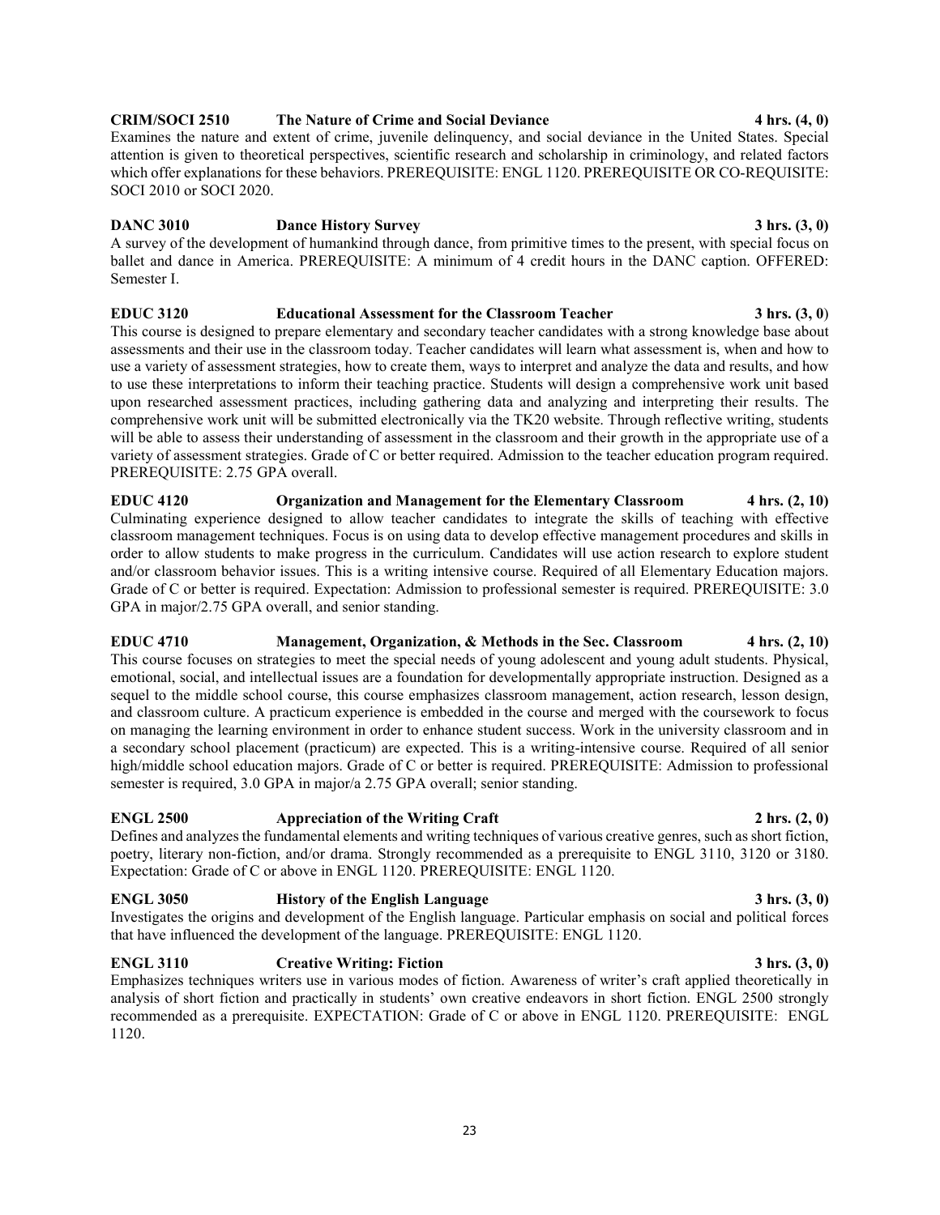**CRIM/SOCI 2510 The Nature of Crime and Social Deviance 4 hrs. (4, 0)**
Examines the nature and extent of crime, juvenile delinquency, and social deviance in the United States. Special attention is given to theoretical perspectives, scientific research and scholarship in criminology, and related factors which offer explanations for these behaviors. PREREQUISITE: ENGL 1120. PREREQUISITE OR CO-REQUISITE: SOCI 2010 or SOCI 2020.

**DANC 3010 Dance History Survey 3 hrs. (3, 0)**
A survey of the development of humankind through dance, from primitive times to the present, with special focus on ballet and dance in America. PREREQUISITE: A minimum of 4 credit hours in the DANC caption. OFFERED: Semester I.

**EDUC 3120 Educational Assessment for the Classroom Teacher 3 hrs. (3, 0)**
This course is designed to prepare elementary and secondary teacher candidates with a strong knowledge base about assessments and their use in the classroom today. Teacher candidates will learn what assessment is, when and how to use a variety of assessment strategies, how to create them, ways to interpret and analyze the data and results, and how to use these interpretations to inform their teaching practice. Students will design a comprehensive work unit based upon researched assessment practices, including gathering data and analyzing and interpreting their results. The comprehensive work unit will be submitted electronically via the TK20 website. Through reflective writing, students will be able to assess their understanding of assessment in the classroom and their growth in the appropriate use of a variety of assessment strategies. Grade of C or better required. Admission to the teacher education program required. PREREQUISITE: 2.75 GPA overall.

**EDUC 4120 Organization and Management for the Elementary Classroom 4 hrs. (2, 10)**
Culminating experience designed to allow teacher candidates to integrate the skills of teaching with effective classroom management techniques. Focus is on using data to develop effective management procedures and skills in order to allow students to make progress in the curriculum. Candidates will use action research to explore student and/or classroom behavior issues. This is a writing intensive course. Required of all Elementary Education majors. Grade of C or better is required. Expectation: Admission to professional semester is required. PREREQUISITE: 3.0 GPA in major/2.75 GPA overall, and senior standing.

**EDUC 4710 Management, Organization, & Methods in the Sec. Classroom 4 hrs. (2, 10)**
This course focuses on strategies to meet the special needs of young adolescent and young adult students. Physical, emotional, social, and intellectual issues are a foundation for developmentally appropriate instruction. Designed as a sequel to the middle school course, this course emphasizes classroom management, action research, lesson design, and classroom culture. A practicum experience is embedded in the course and merged with the coursework to focus on managing the learning environment in order to enhance student success. Work in the university classroom and in a secondary school placement (practicum) are expected. This is a writing-intensive course. Required of all senior high/middle school education majors. Grade of C or better is required. PREREQUISITE: Admission to professional semester is required, 3.0 GPA in major/a 2.75 GPA overall; senior standing.

**ENGL 2500 Appreciation of the Writing Craft 2 hrs. (2, 0)**
Defines and analyzes the fundamental elements and writing techniques of various creative genres, such as short fiction, poetry, literary non-fiction, and/or drama. Strongly recommended as a prerequisite to ENGL 3110, 3120 or 3180. Expectation: Grade of C or above in ENGL 1120. PREREQUISITE: ENGL 1120.

**ENGL 3050 History of the English Language 3 hrs. (3, 0)**
Investigates the origins and development of the English language. Particular emphasis on social and political forces that have influenced the development of the language. PREREQUISITE: ENGL 1120.

**ENGL 3110 Creative Writing: Fiction 3 hrs. (3, 0)**
Emphasizes techniques writers use in various modes of fiction. Awareness of writer's craft applied theoretically in analysis of short fiction and practically in students' own creative endeavors in short fiction. ENGL 2500 strongly recommended as a prerequisite. EXPECTATION: Grade of C or above in ENGL 1120. PREREQUISITE: ENGL 1120.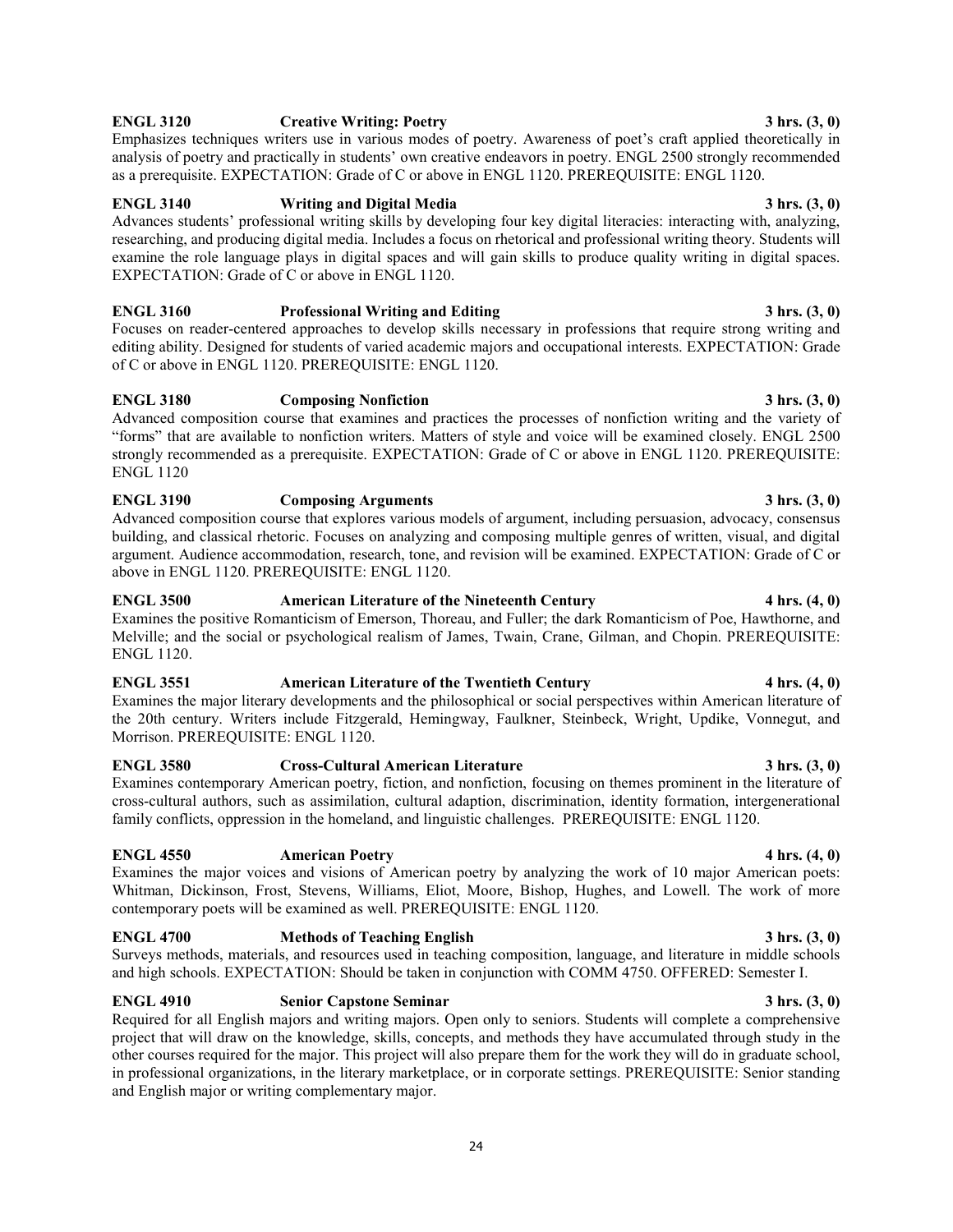**ENGL 3120 Creative Writing: Poetry 3 hrs. (3, 0)**
Emphasizes techniques writers use in various modes of poetry. Awareness of poet's craft applied theoretically in analysis of poetry and practically in students' own creative endeavors in poetry. ENGL 2500 strongly recommended as a prerequisite. EXPECTATION: Grade of C or above in ENGL 1120. PREREQUISITE: ENGL 1120.

**ENGL 3140 Writing and Digital Media 3 hrs. (3, 0)**
Advances students' professional writing skills by developing four key digital literacies: interacting with, analyzing, researching, and producing digital media. Includes a focus on rhetorical and professional writing theory. Students will examine the role language plays in digital spaces and will gain skills to produce quality writing in digital spaces. EXPECTATION: Grade of C or above in ENGL 1120.

**ENGL 3160 Professional Writing and Editing 3 hrs. (3, 0)**
Focuses on reader-centered approaches to develop skills necessary in professions that require strong writing and editing ability. Designed for students of varied academic majors and occupational interests. EXPECTATION: Grade of C or above in ENGL 1120. PREREQUISITE: ENGL 1120.

**ENGL 3180 Composing Nonfiction 3 hrs. (3, 0)**
Advanced composition course that examines and practices the processes of nonfiction writing and the variety of "forms" that are available to nonfiction writers. Matters of style and voice will be examined closely. ENGL 2500 strongly recommended as a prerequisite. EXPECTATION: Grade of C or above in ENGL 1120. PREREQUISITE: ENGL 1120

**ENGL 3190 Composing Arguments 3 hrs. (3, 0)**
Advanced composition course that explores various models of argument, including persuasion, advocacy, consensus building, and classical rhetoric. Focuses on analyzing and composing multiple genres of written, visual, and digital argument. Audience accommodation, research, tone, and revision will be examined. EXPECTATION: Grade of C or above in ENGL 1120. PREREQUISITE: ENGL 1120.

**ENGL 3500 American Literature of the Nineteenth Century 4 hrs. (4, 0)**
Examines the positive Romanticism of Emerson, Thoreau, and Fuller; the dark Romanticism of Poe, Hawthorne, and Melville; and the social or psychological realism of James, Twain, Crane, Gilman, and Chopin. PREREQUISITE: ENGL 1120.

**ENGL 3551 American Literature of the Twentieth Century 4 hrs. (4, 0)**
Examines the major literary developments and the philosophical or social perspectives within American literature of the 20th century. Writers include Fitzgerald, Hemingway, Faulkner, Steinbeck, Wright, Updike, Vonnegut, and Morrison. PREREQUISITE: ENGL 1120.

**ENGL 3580 Cross-Cultural American Literature 3 hrs. (3, 0)**
Examines contemporary American poetry, fiction, and nonfiction, focusing on themes prominent in the literature of cross-cultural authors, such as assimilation, cultural adaption, discrimination, identity formation, intergenerational family conflicts, oppression in the homeland, and linguistic challenges. PREREQUISITE: ENGL 1120.

**ENGL 4550 American Poetry 4 hrs. (4, 0)**
Examines the major voices and visions of American poetry by analyzing the work of 10 major American poets: Whitman, Dickinson, Frost, Stevens, Williams, Eliot, Moore, Bishop, Hughes, and Lowell. The work of more contemporary poets will be examined as well. PREREQUISITE: ENGL 1120.

**ENGL 4700 Methods of Teaching English 3 hrs. (3, 0)**
Surveys methods, materials, and resources used in teaching composition, language, and literature in middle schools and high schools. EXPECTATION: Should be taken in conjunction with COMM 4750. OFFERED: Semester I.

**ENGL 4910 Senior Capstone Seminar 3 hrs. (3, 0)**
Required for all English majors and writing majors. Open only to seniors. Students will complete a comprehensive project that will draw on the knowledge, skills, concepts, and methods they have accumulated through study in the other courses required for the major. This project will also prepare them for the work they will do in graduate school, in professional organizations, in the literary marketplace, or in corporate settings. PREREQUISITE: Senior standing and English major or writing complementary major.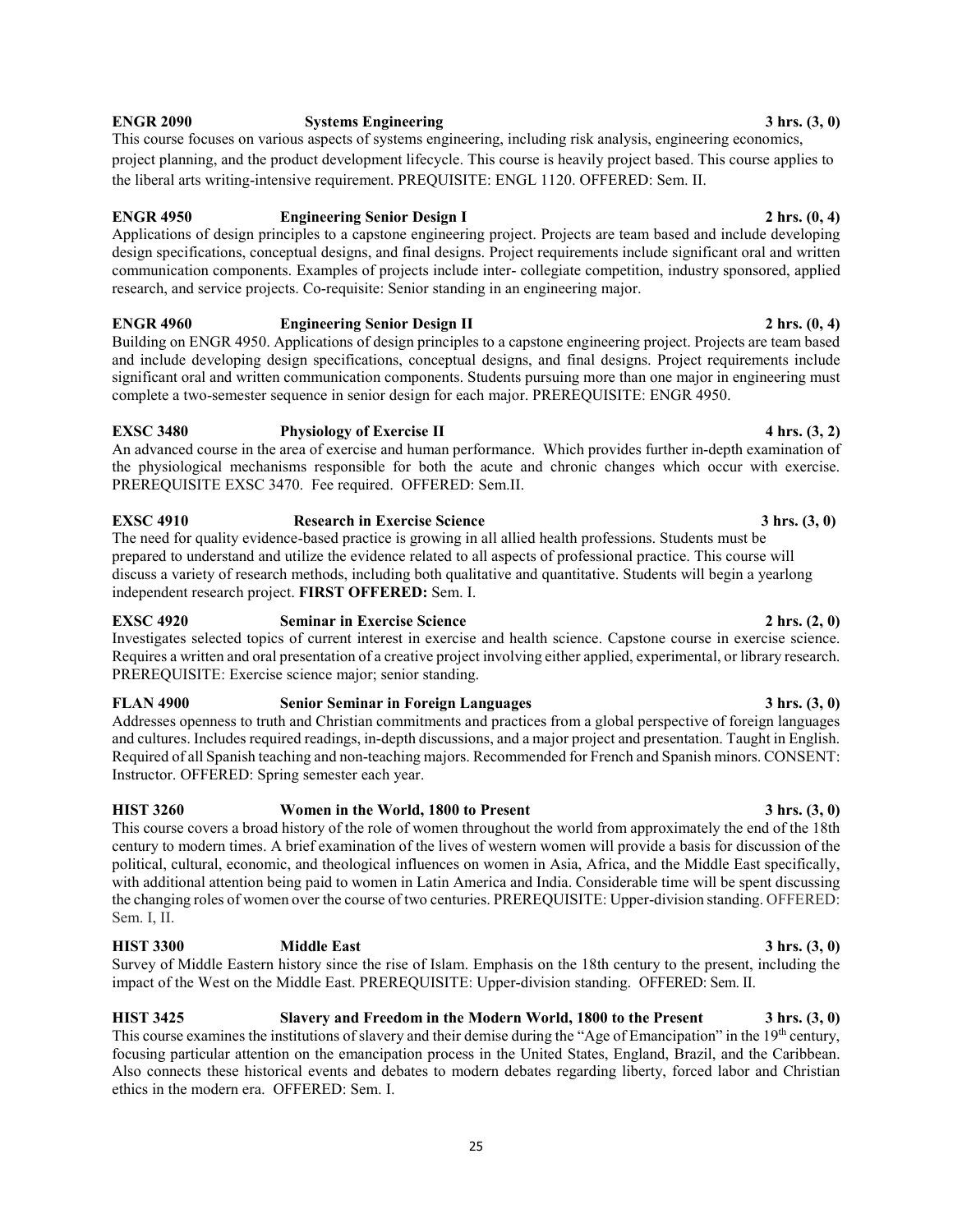**ENGR 2090 Systems Engineering 3 hrs. (3, 0)**

This course focuses on various aspects of systems engineering, including risk analysis, engineering economics, project planning, and the product development lifecycle. This course is heavily project based. This course applies to the liberal arts writing-intensive requirement. PREREQUISITE: ENGL 1120. OFFERED: Sem. II.

**ENGR 4950 Engineering Senior Design I 2 hrs. (0, 4)**

Applications of design principles to a capstone engineering project. Projects are team based and include developing design specifications, conceptual designs, and final designs. Project requirements include significant oral and written communication components. Examples of projects include inter- collegiate competition, industry sponsored, applied research, and service projects. Co-requisite: Senior standing in an engineering major.

**ENGR 4960 Engineering Senior Design II 2 hrs. (0, 4)**

Building on ENGR 4950. Applications of design principles to a capstone engineering project. Projects are team based and include developing design specifications, conceptual designs, and final designs. Project requirements include significant oral and written communication components. Students pursuing more than one major in engineering must complete a two-semester sequence in senior design for each major. PREREQUISITE: ENGR 4950.

**EXSC 3480 Physiology of Exercise II 4 hrs. (3, 2)**

An advanced course in the area of exercise and human performance. Which provides further in-depth examination of the physiological mechanisms responsible for both the acute and chronic changes which occur with exercise. PREREQUISITE EXSC 3470. Fee required. OFFERED: Sem.II.

**EXSC 4910 Research in Exercise Science 3 hrs. (3, 0)**

The need for quality evidence-based practice is growing in all allied health professions. Students must be prepared to understand and utilize the evidence related to all aspects of professional practice. This course will discuss a variety of research methods, including both qualitative and quantitative. Students will begin a yearlong independent research project. **FIRST OFFERED:** Sem. I.

**EXSC 4920 Seminar in Exercise Science 2 hrs. (2, 0)**

Investigates selected topics of current interest in exercise and health science. Capstone course in exercise science. Requires a written and oral presentation of a creative project involving either applied, experimental, or library research. PREREQUISITE: Exercise science major; senior standing.

**FLAN 4900 Senior Seminar in Foreign Languages 3 hrs. (3, 0)**

Addresses openness to truth and Christian commitments and practices from a global perspective of foreign languages and cultures. Includes required readings, in-depth discussions, and a major project and presentation. Taught in English. Required of all Spanish teaching and non-teaching majors. Recommended for French and Spanish minors. CONSENT: Instructor. OFFERED: Spring semester each year.

**HIST 3260 Women in the World, 1800 to Present 3 hrs. (3, 0)**

This course covers a broad history of the role of women throughout the world from approximately the end of the 18th century to modern times. A brief examination of the lives of western women will provide a basis for discussion of the political, cultural, economic, and theological influences on women in Asia, Africa, and the Middle East specifically, with additional attention being paid to women in Latin America and India. Considerable time will be spent discussing the changing roles of women over the course of two centuries. PREREQUISITE: Upper-division standing. OFFERED: Sem. I, II.

**HIST 3300 Middle East 3 hrs. (3, 0)**

Survey of Middle Eastern history since the rise of Islam. Emphasis on the 18th century to the present, including the impact of the West on the Middle East. PREREQUISITE: Upper-division standing. OFFERED: Sem. II.

**HIST 3425 Slavery and Freedom in the Modern World, 1800 to the Present 3 hrs. (3, 0)**

This course examines the institutions of slavery and their demise during the "Age of Emancipation" in the 19th century, focusing particular attention on the emancipation process in the United States, England, Brazil, and the Caribbean. Also connects these historical events and debates to modern debates regarding liberty, forced labor and Christian ethics in the modern era. OFFERED: Sem. I.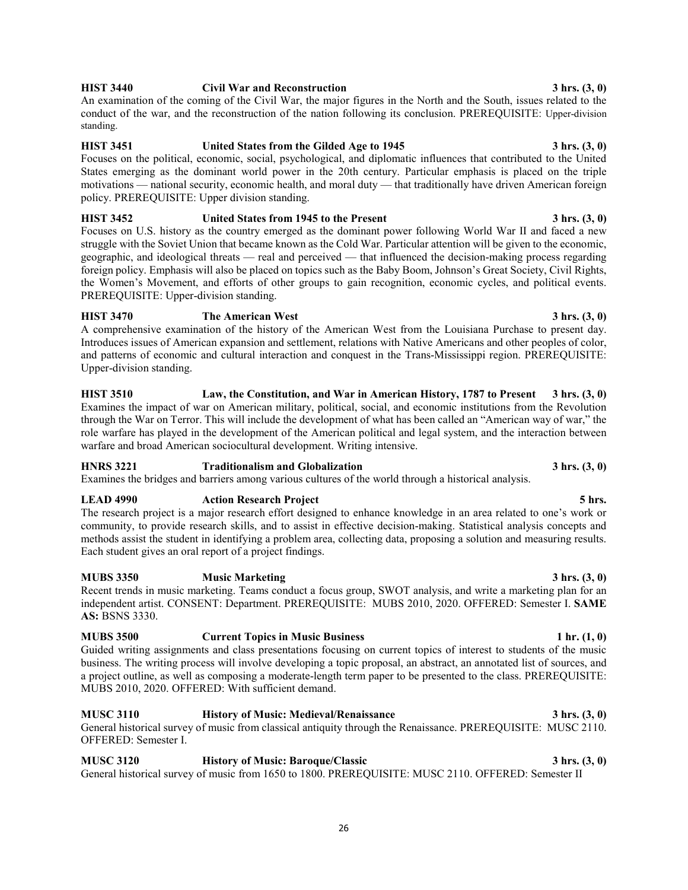**HIST 3440 Civil War and Reconstruction 3 hrs. (3, 0)**
An examination of the coming of the Civil War, the major figures in the North and the South, issues related to the conduct of the war, and the reconstruction of the nation following its conclusion. PREREQUISITE: Upper-division standing.

**HIST 3451 United States from the Gilded Age to 1945 3 hrs. (3, 0)**
Focuses on the political, economic, social, psychological, and diplomatic influences that contributed to the United States emerging as the dominant world power in the 20th century. Particular emphasis is placed on the triple motivations — national security, economic health, and moral duty — that traditionally have driven American foreign policy. PREREQUISITE: Upper division standing.

**HIST 3452 United States from 1945 to the Present 3 hrs. (3, 0)**
Focuses on U.S. history as the country emerged as the dominant power following World War II and faced a new struggle with the Soviet Union that became known as the Cold War. Particular attention will be given to the economic, geographic, and ideological threats — real and perceived — that influenced the decision-making process regarding foreign policy. Emphasis will also be placed on topics such as the Baby Boom, Johnson's Great Society, Civil Rights, the Women's Movement, and efforts of other groups to gain recognition, economic cycles, and political events. PREREQUISITE: Upper-division standing.

**HIST 3470 The American West 3 hrs. (3, 0)**
A comprehensive examination of the history of the American West from the Louisiana Purchase to present day. Introduces issues of American expansion and settlement, relations with Native Americans and other peoples of color, and patterns of economic and cultural interaction and conquest in the Trans-Mississippi region. PREREQUISITE: Upper-division standing.

**HIST 3510 Law, the Constitution, and War in American History, 1787 to Present 3 hrs. (3, 0)**
Examines the impact of war on American military, political, social, and economic institutions from the Revolution through the War on Terror. This will include the development of what has been called an "American way of war," the role warfare has played in the development of the American political and legal system, and the interaction between warfare and broad American sociocultural development. Writing intensive.

**HNRS 3221 Traditionalism and Globalization 3 hrs. (3, 0)**
Examines the bridges and barriers among various cultures of the world through a historical analysis.

**LEAD 4990 Action Research Project 5 hrs.**
The research project is a major research effort designed to enhance knowledge in an area related to one's work or community, to provide research skills, and to assist in effective decision-making. Statistical analysis concepts and methods assist the student in identifying a problem area, collecting data, proposing a solution and measuring results. Each student gives an oral report of a project findings.

**MUBS 3350 Music Marketing 3 hrs. (3, 0)**
Recent trends in music marketing. Teams conduct a focus group, SWOT analysis, and write a marketing plan for an independent artist. CONSENT: Department. PREREQUISITE: MUBS 2010, 2020. OFFERED: Semester I. **SAME AS:** BSNS 3330.

**MUBS 3500 Current Topics in Music Business 1 hr. (1, 0)**
Guided writing assignments and class presentations focusing on current topics of interest to students of the music business. The writing process will involve developing a topic proposal, an abstract, an annotated list of sources, and a project outline, as well as composing a moderate-length term paper to be presented to the class. PREREQUISITE: MUBS 2010, 2020. OFFERED: With sufficient demand.

**MUSC 3110 History of Music: Medieval/Renaissance 3 hrs. (3, 0)**
General historical survey of music from classical antiquity through the Renaissance. PREREQUISITE: MUSC 2110. OFFERED: Semester I.

**MUSC 3120 History of Music: Baroque/Classic 3 hrs. (3, 0)**
General historical survey of music from 1650 to 1800. PREREQUISITE: MUSC 2110. OFFERED: Semester II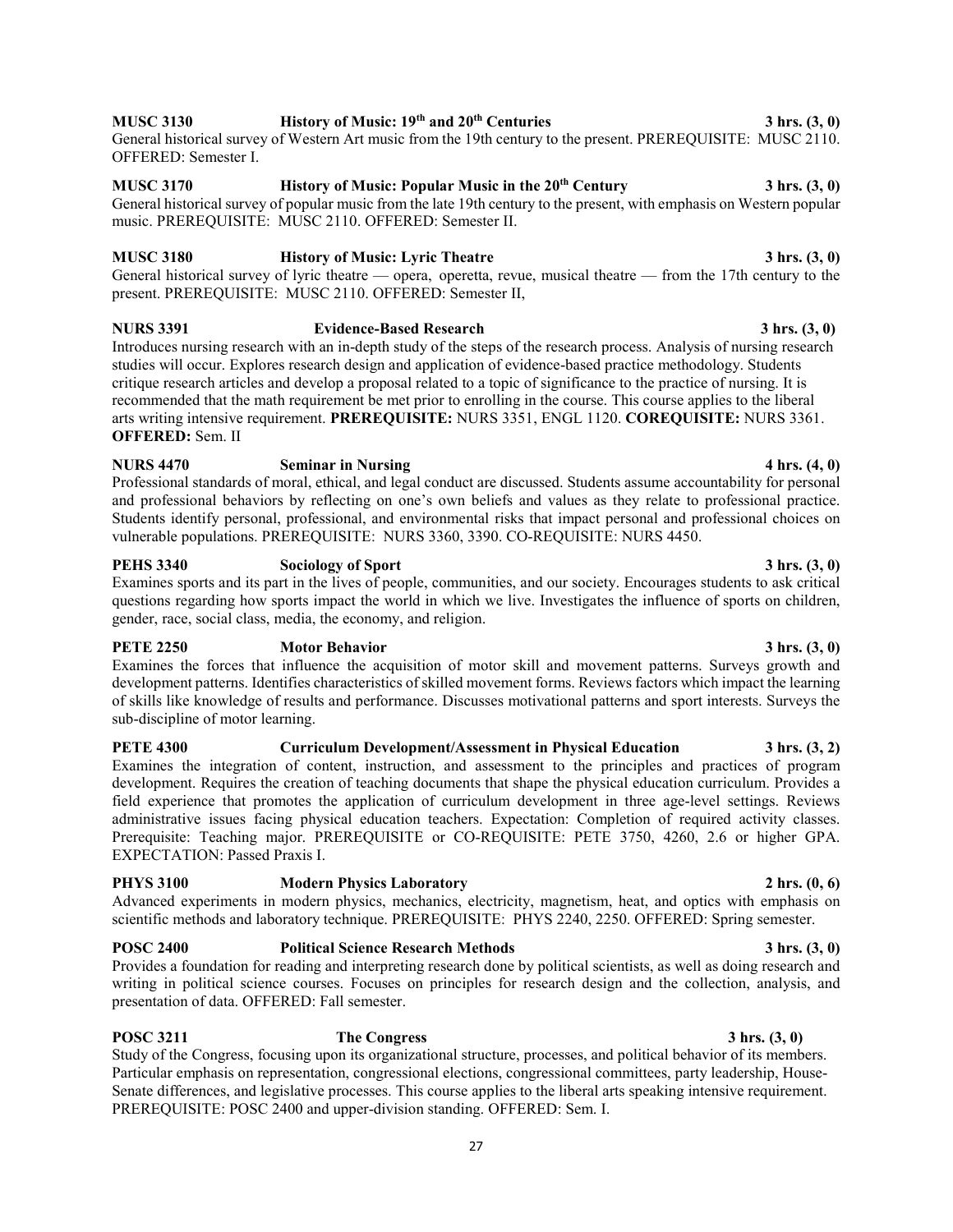**MUSC 3130 History of Music: 19th and 20th Centuries 3 hrs. (3, 0)**
General historical survey of Western Art music from the 19th century to the present. PREREQUISITE: MUSC 2110. OFFERED: Semester I.

**MUSC 3170 History of Music: Popular Music in the 20th Century 3 hrs. (3, 0)**
General historical survey of popular music from the late 19th century to the present, with emphasis on Western popular music. PREREQUISITE: MUSC 2110. OFFERED: Semester II.

**MUSC 3180 History of Music: Lyric Theatre 3 hrs. (3, 0)**
General historical survey of lyric theatre — opera, operetta, revue, musical theatre — from the 17th century to the present. PREREQUISITE: MUSC 2110. OFFERED: Semester II,

**NURS 3391 Evidence-Based Research 3 hrs. (3, 0)**
Introduces nursing research with an in-depth study of the steps of the research process. Analysis of nursing research studies will occur. Explores research design and application of evidence-based practice methodology. Students critique research articles and develop a proposal related to a topic of significance to the practice of nursing. It is recommended that the math requirement be met prior to enrolling in the course. This course applies to the liberal arts writing intensive requirement. **PREREQUISITE:** NURS 3351, ENGL 1120. **COREQUISITE:** NURS 3361. **OFFERED:** Sem. II

**NURS 4470 Seminar in Nursing 4 hrs. (4, 0)**
Professional standards of moral, ethical, and legal conduct are discussed. Students assume accountability for personal and professional behaviors by reflecting on one's own beliefs and values as they relate to professional practice. Students identify personal, professional, and environmental risks that impact personal and professional choices on vulnerable populations. PREREQUISITE: NURS 3360, 3390. CO-REQUISITE: NURS 4450.

**PEHS 3340 Sociology of Sport 3 hrs. (3, 0)**
Examines sports and its part in the lives of people, communities, and our society. Encourages students to ask critical questions regarding how sports impact the world in which we live. Investigates the influence of sports on children, gender, race, social class, media, the economy, and religion.

**PETE 2250 Motor Behavior 3 hrs. (3, 0)**
Examines the forces that influence the acquisition of motor skill and movement patterns. Surveys growth and development patterns. Identifies characteristics of skilled movement forms. Reviews factors which impact the learning of skills like knowledge of results and performance. Discusses motivational patterns and sport interests. Surveys the sub-discipline of motor learning.

**PETE 4300 Curriculum Development/Assessment in Physical Education 3 hrs. (3, 2)**
Examines the integration of content, instruction, and assessment to the principles and practices of program development. Requires the creation of teaching documents that shape the physical education curriculum. Provides a field experience that promotes the application of curriculum development in three age-level settings. Reviews administrative issues facing physical education teachers. Expectation: Completion of required activity classes. Prerequisite: Teaching major. PREREQUISITE or CO-REQUISITE: PETE 3750, 4260, 2.6 or higher GPA. EXPECTATION: Passed Praxis I.

**PHYS 3100 Modern Physics Laboratory 2 hrs. (0, 6)**
Advanced experiments in modern physics, mechanics, electricity, magnetism, heat, and optics with emphasis on scientific methods and laboratory technique. PREREQUISITE: PHYS 2240, 2250. OFFERED: Spring semester.

**POSC 2400 Political Science Research Methods 3 hrs. (3, 0)**
Provides a foundation for reading and interpreting research done by political scientists, as well as doing research and writing in political science courses. Focuses on principles for research design and the collection, analysis, and presentation of data. OFFERED: Fall semester.

**POSC 3211 The Congress 3 hrs. (3, 0)**
Study of the Congress, focusing upon its organizational structure, processes, and political behavior of its members. Particular emphasis on representation, congressional elections, congressional committees, party leadership, House-Senate differences, and legislative processes. This course applies to the liberal arts speaking intensive requirement. PREREQUISITE: POSC 2400 and upper-division standing. OFFERED: Sem. I.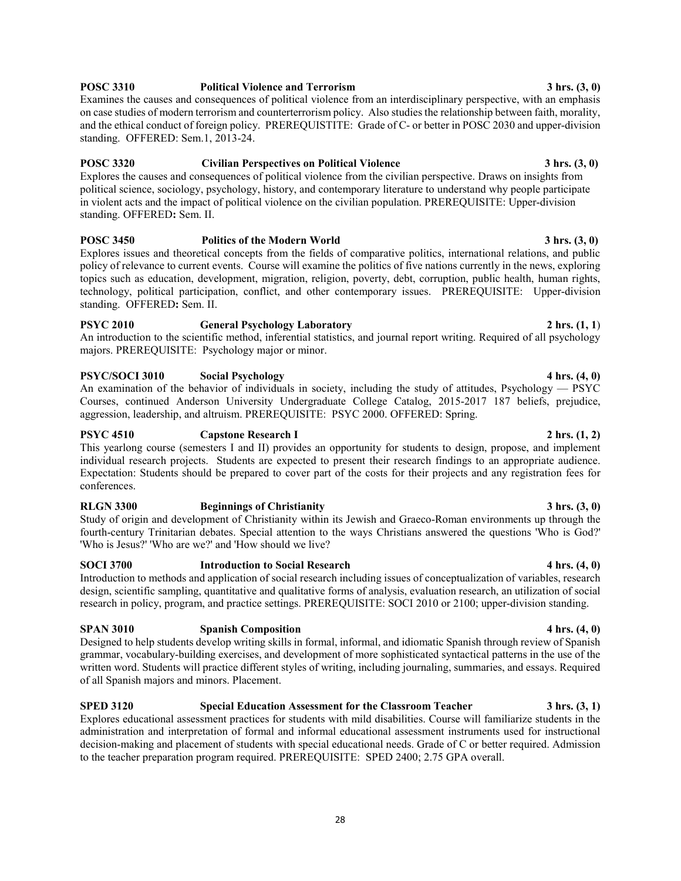**POSC 3310 Political Violence and Terrorism 3 hrs. (3, 0)**
Examines the causes and consequences of political violence from an interdisciplinary perspective, with an emphasis on case studies of modern terrorism and counterterrorism policy. Also studies the relationship between faith, morality, and the ethical conduct of foreign policy. PREREQUISTITE: Grade of C- or better in POSC 2030 and upper-division standing. OFFERED: Sem.1, 2013-24.

**POSC 3320 Civilian Perspectives on Political Violence 3 hrs. (3, 0)**
Explores the causes and consequences of political violence from the civilian perspective. Draws on insights from political science, sociology, psychology, history, and contemporary literature to understand why people participate in violent acts and the impact of political violence on the civilian population. PREREQUISITE: Upper-division standing. OFFERED**:** Sem. II.

**POSC 3450 Politics of the Modern World 3 hrs. (3, 0)**
Explores issues and theoretical concepts from the fields of comparative politics, international relations, and public policy of relevance to current events. Course will examine the politics of five nations currently in the news, exploring topics such as education, development, migration, religion, poverty, debt, corruption, public health, human rights, technology, political participation, conflict, and other contemporary issues. PREREQUISITE: Upper-division standing. OFFERED**:** Sem. II.

**PSYC 2010 General Psychology Laboratory 2 hrs. (1, 1)**
An introduction to the scientific method, inferential statistics, and journal report writing. Required of all psychology majors. PREREQUISITE: Psychology major or minor.

**PSYC/SOCI 3010 Social Psychology 4 hrs. (4, 0)**
An examination of the behavior of individuals in society, including the study of attitudes, Psychology — PSYC Courses, continued Anderson University Undergraduate College Catalog, 2015-2017 187 beliefs, prejudice, aggression, leadership, and altruism. PREREQUISITE: PSYC 2000. OFFERED: Spring.

**PSYC 4510 Capstone Research I 2 hrs. (1, 2)**
This yearlong course (semesters I and II) provides an opportunity for students to design, propose, and implement individual research projects. Students are expected to present their research findings to an appropriate audience. Expectation: Students should be prepared to cover part of the costs for their projects and any registration fees for conferences.

**RLGN 3300 Beginnings of Christianity 3 hrs. (3, 0)**
Study of origin and development of Christianity within its Jewish and Graeco-Roman environments up through the fourth-century Trinitarian debates. Special attention to the ways Christians answered the questions 'Who is God?' 'Who is Jesus?' 'Who are we?' and 'How should we live?

**SOCI 3700 Introduction to Social Research 4 hrs. (4, 0)**
Introduction to methods and application of social research including issues of conceptualization of variables, research design, scientific sampling, quantitative and qualitative forms of analysis, evaluation research, an utilization of social research in policy, program, and practice settings. PREREQUISITE: SOCI 2010 or 2100; upper-division standing.

**SPAN 3010 Spanish Composition 4 hrs. (4, 0)**
Designed to help students develop writing skills in formal, informal, and idiomatic Spanish through review of Spanish grammar, vocabulary-building exercises, and development of more sophisticated syntactical patterns in the use of the written word. Students will practice different styles of writing, including journaling, summaries, and essays. Required of all Spanish majors and minors. Placement.

**SPED 3120 Special Education Assessment for the Classroom Teacher 3 hrs. (3, 1)**
Explores educational assessment practices for students with mild disabilities. Course will familiarize students in the administration and interpretation of formal and informal educational assessment instruments used for instructional decision-making and placement of students with special educational needs. Grade of C or better required. Admission to the teacher preparation program required. PREREQUISITE: SPED 2400; 2.75 GPA overall.